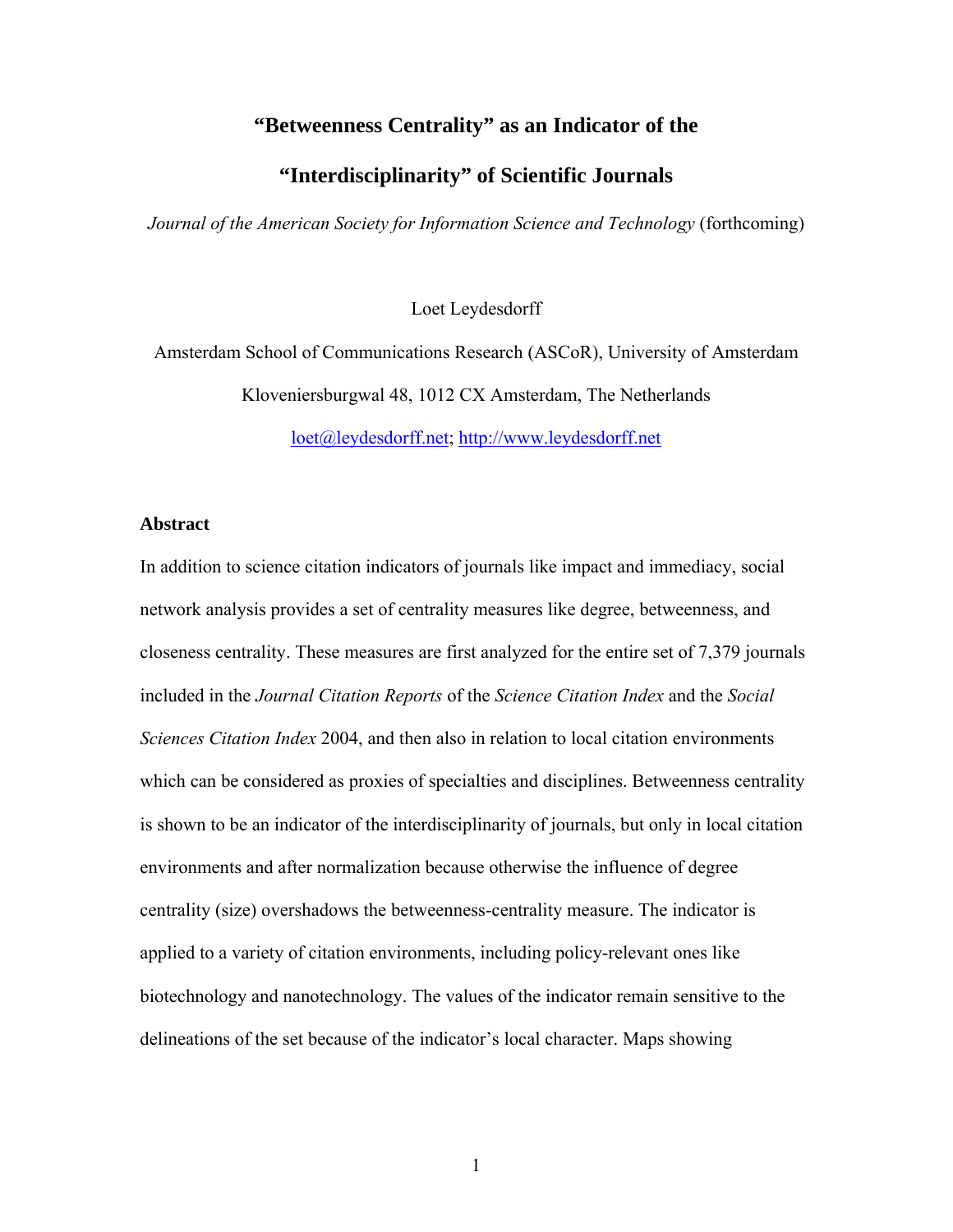# "Betweenness Centrality" as an Indicator of the "Interdisciplinarity" of Scientific Journals

*Journal of the American Society for Information Science and Technology* (forthcoming)

Loet Leydesdorff

Amsterdam School of Communications Research (ASCoR), University of Amsterdam

Kloveniersburgwal 48, 1012 CX Amsterdam, The Netherlands

loet@leydesdorff.net; http://www.leydesdorff.net

## Abstract

In addition to science citation indicators of journals like impact and immediacy, social network analysis provides a set of centrality measures like degree, betweenness, and closeness centrality. These measures are first analyzed for the entire set of 7,379 journals included in the *Journal Citation Reports* of the *Science Citation Index* and the *Social Sciences Citation Index* 2004, and then also in relation to local citation environments which can be considered as proxies of specialties and disciplines. Betweenness centrality is shown to be an indicator of the interdisciplinarity of journals, but only in local citation environments and after normalization because otherwise the influence of degree centrality (size) overshadows the betweenness-centrality measure. The indicator is applied to a variety of citation environments, including policy-relevant ones like biotechnology and nanotechnology. The values of the indicator remain sensitive to the delineations of the set because of the indicator's local character. Maps showing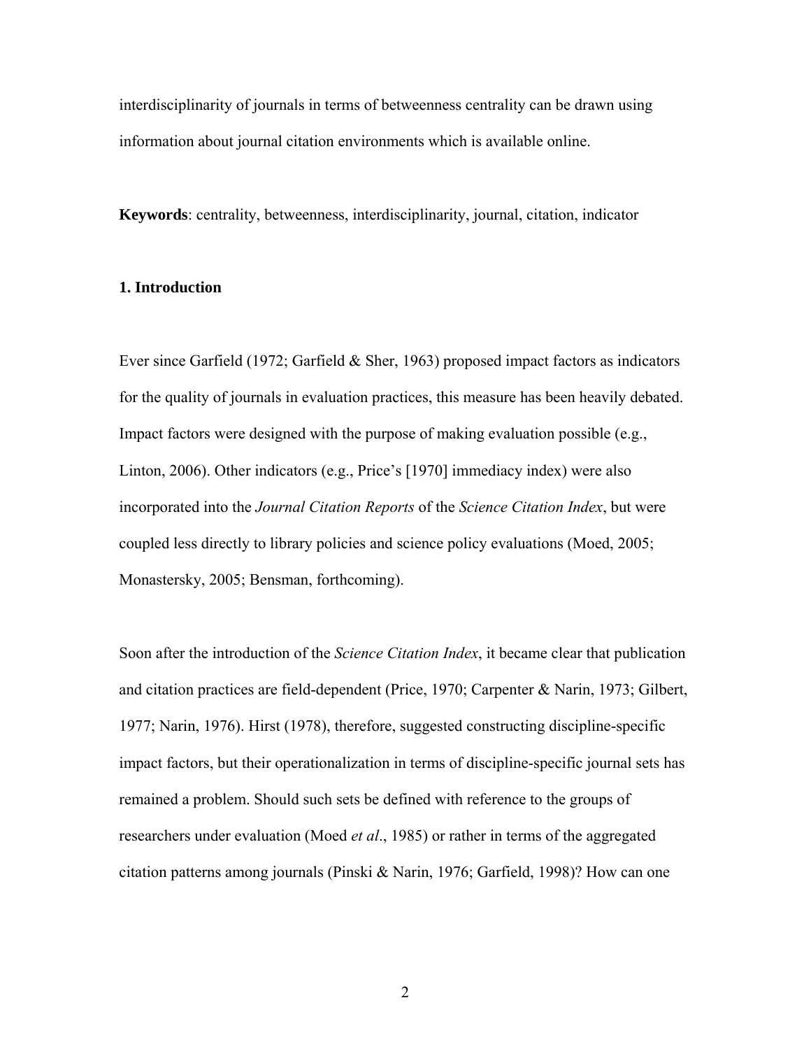interdisciplinarity of journals in terms of betweenness centrality can be drawn using information about journal citation environments which is available online.

**Keywords**: centrality, betweenness, interdisciplinarity, journal, citation, indicator

## 1. Introduction

Ever since Garfield (1972; Garfield & Sher, 1963) proposed impact factors as indicators for the quality of journals in evaluation practices, this measure has been heavily debated. Impact factors were designed with the purpose of making evaluation possible (e.g., Linton, 2006). Other indicators (e.g., Price's [1970] immediacy index) were also incorporated into the *Journal Citation Reports* of the *Science Citation Index*, but were coupled less directly to library policies and science policy evaluations (Moed, 2005; Monastersky, 2005; Bensman, forthcoming).

Soon after the introduction of the *Science Citation Index*, it became clear that publication and citation practices are field-dependent (Price, 1970; Carpenter & Narin, 1973; Gilbert, 1977; Narin, 1976). Hirst (1978), therefore, suggested constructing discipline-specific impact factors, but their operationalization in terms of discipline-specific journal sets has remained a problem. Should such sets be defined with reference to the groups of researchers under evaluation (Moed *et al*., 1985) or rather in terms of the aggregated citation patterns among journals (Pinski & Narin, 1976; Garfield, 1998)? How can one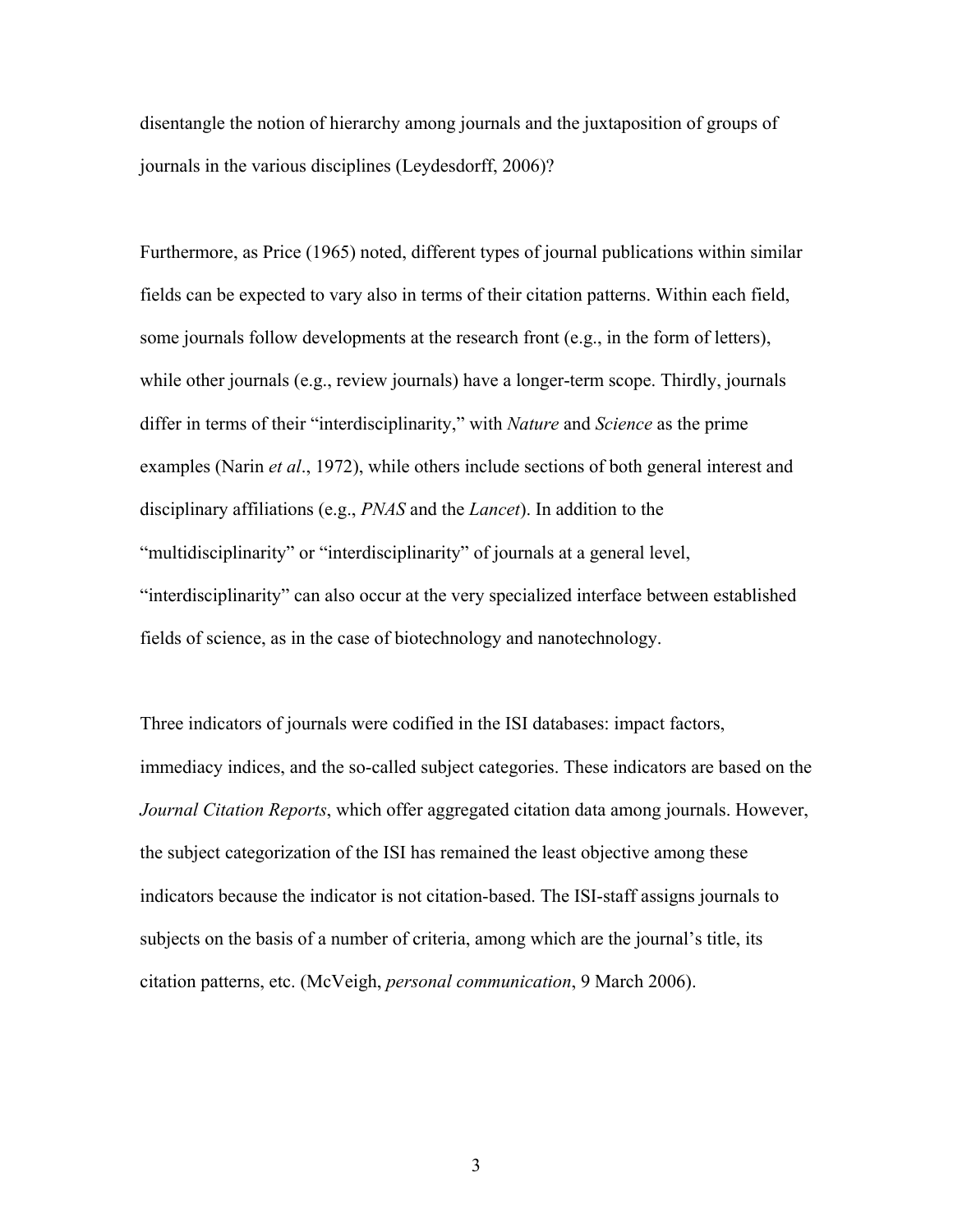disentangle the notion of hierarchy among journals and the juxtaposition of groups of journals in the various disciplines (Leydesdorff, 2006)?

Furthermore, as Price (1965) noted, different types of journal publications within similar fields can be expected to vary also in terms of their citation patterns. Within each field, some journals follow developments at the research front (e.g., in the form of letters), while other journals (e.g., review journals) have a longer-term scope. Thirdly, journals differ in terms of their "interdisciplinarity," with *Nature* and *Science* as the prime examples (Narin *et al*., 1972), while others include sections of both general interest and disciplinary affiliations (e.g., *PNAS* and the *Lancet*). In addition to the "multidisciplinarity" or "interdisciplinarity" of journals at a general level, "interdisciplinarity" can also occur at the very specialized interface between established fields of science, as in the case of biotechnology and nanotechnology.

Three indicators of journals were codified in the ISI databases: impact factors, immediacy indices, and the so-called subject categories. These indicators are based on the *Journal Citation Reports*, which offer aggregated citation data among journals. However, the subject categorization of the ISI has remained the least objective among these indicators because the indicator is not citation-based. The ISI-staff assigns journals to subjects on the basis of a number of criteria, among which are the journal's title, its citation patterns, etc. (McVeigh, *personal communication*, 9 March 2006).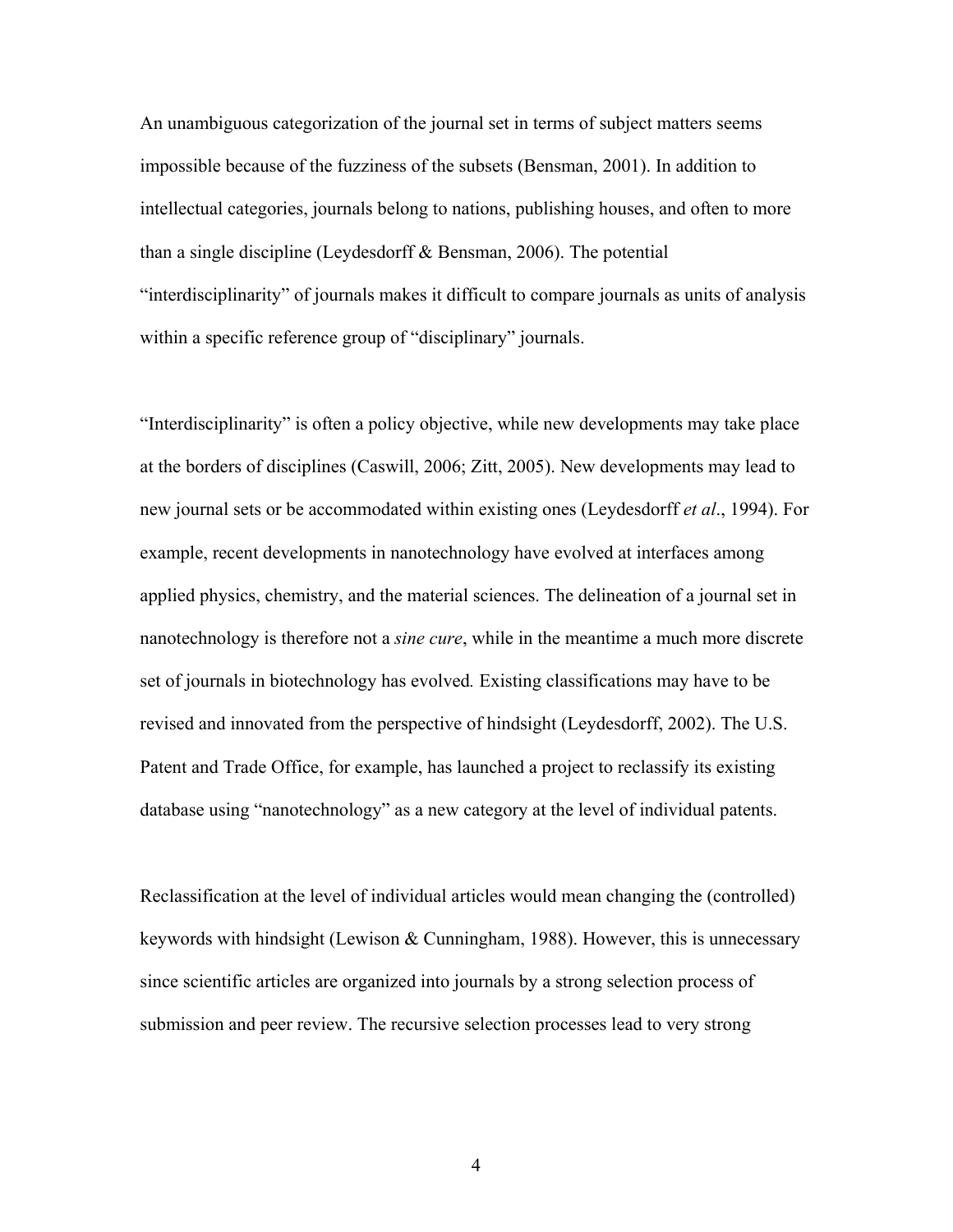An unambiguous categorization of the journal set in terms of subject matters seems impossible because of the fuzziness of the subsets (Bensman, 2001). In addition to intellectual categories, journals belong to nations, publishing houses, and often to more than a single discipline (Leydesdorff & Bensman, 2006). The potential "interdisciplinarity" of journals makes it difficult to compare journals as units of analysis within a specific reference group of "disciplinary" journals.

"Interdisciplinarity" is often a policy objective, while new developments may take place at the borders of disciplines (Caswill, 2006; Zitt, 2005). New developments may lead to new journal sets or be accommodated within existing ones (Leydesdorff *et al*., 1994). For example, recent developments in nanotechnology have evolved at interfaces among applied physics, chemistry, and the material sciences. The delineation of a journal set in nanotechnology is therefore not a *sine cure*, while in the meantime a much more discrete set of journals in biotechnology has evolved. Existing classifications may have to be revised and innovated from the perspective of hindsight (Leydesdorff, 2002). The U.S. Patent and Trade Office, for example, has launched a project to reclassify its existing database using "nanotechnology" as a new category at the level of individual patents.

Reclassification at the level of individual articles would mean changing the (controlled) keywords with hindsight (Lewison & Cunningham, 1988). However, this is unnecessary since scientific articles are organized into journals by a strong selection process of submission and peer review. The recursive selection processes lead to very strong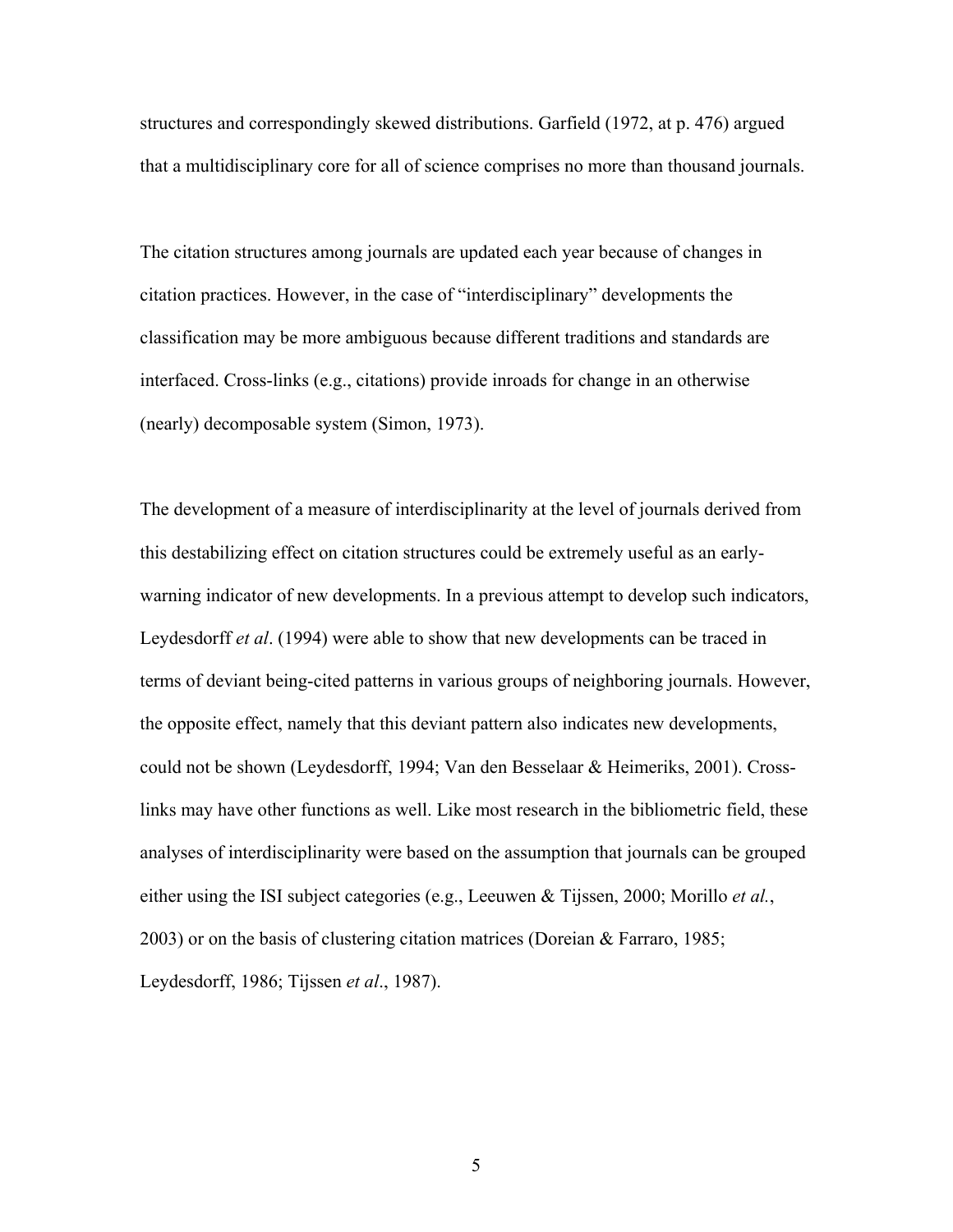structures and correspondingly skewed distributions. Garfield (1972, at p. 476) argued that a multidisciplinary core for all of science comprises no more than thousand journals.

The citation structures among journals are updated each year because of changes in citation practices. However, in the case of "interdisciplinary" developments the classification may be more ambiguous because different traditions and standards are interfaced. Cross-links (e.g., citations) provide inroads for change in an otherwise (nearly) decomposable system (Simon, 1973).

The development of a measure of interdisciplinarity at the level of journals derived from this destabilizing effect on citation structures could be extremely useful as an early-warning indicator of new developments. In a previous attempt to develop such indicators, Leydesdorff *et al*. (1994) were able to show that new developments can be traced in terms of deviant being-cited patterns in various groups of neighboring journals. However, the opposite effect, namely that this deviant pattern also indicates new developments, could not be shown (Leydesdorff, 1994; Van den Besselaar & Heimeriks, 2001). Cross-links may have other functions as well. Like most research in the bibliometric field, these analyses of interdisciplinarity were based on the assumption that journals can be grouped either using the ISI subject categories (e.g., Leeuwen & Tijssen, 2000; Morillo *et al.*, 2003) or on the basis of clustering citation matrices (Doreian & Farraro, 1985; Leydesdorff, 1986; Tijssen *et al*., 1987).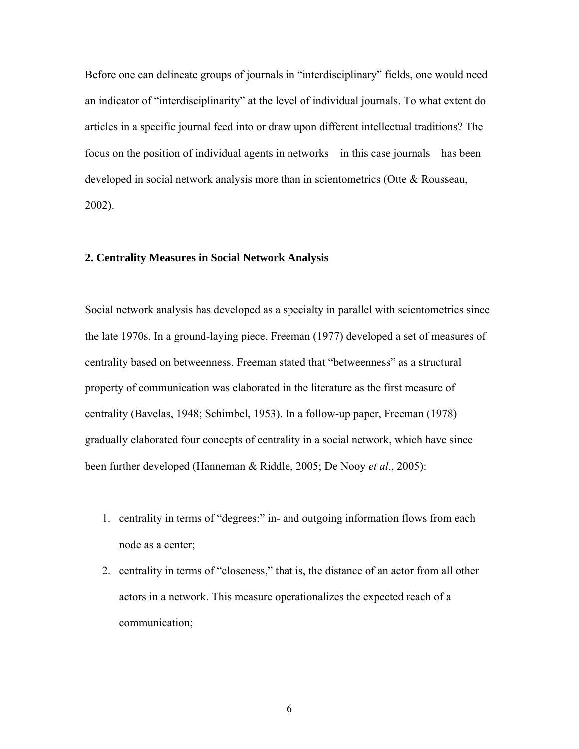Before one can delineate groups of journals in "interdisciplinary" fields, one would need an indicator of "interdisciplinarity" at the level of individual journals. To what extent do articles in a specific journal feed into or draw upon different intellectual traditions? The focus on the position of individual agents in networks—in this case journals—has been developed in social network analysis more than in scientometrics (Otte & Rousseau, 2002).

## 2. Centrality Measures in Social Network Analysis

Social network analysis has developed as a specialty in parallel with scientometrics since the late 1970s. In a ground-laying piece, Freeman (1977) developed a set of measures of centrality based on betweenness. Freeman stated that "betweenness" as a structural property of communication was elaborated in the literature as the first measure of centrality (Bavelas, 1948; Schimbel, 1953). In a follow-up paper, Freeman (1978) gradually elaborated four concepts of centrality in a social network, which have since been further developed (Hanneman & Riddle, 2005; De Nooy *et al*., 2005):

1. centrality in terms of "degrees:" in- and outgoing information flows from each node as a center;
2. centrality in terms of "closeness," that is, the distance of an actor from all other actors in a network. This measure operationalizes the expected reach of a communication;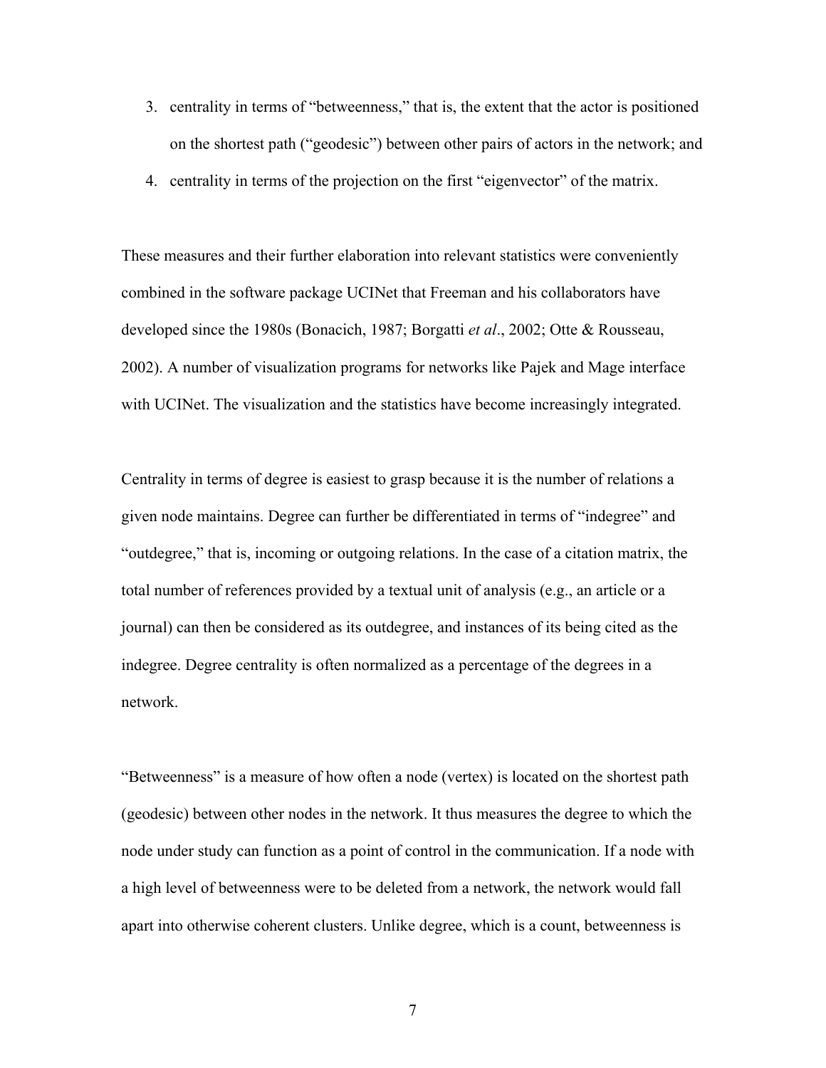3. centrality in terms of "betweenness," that is, the extent that the actor is positioned on the shortest path ("geodesic") between other pairs of actors in the network; and
4. centrality in terms of the projection on the first "eigenvector" of the matrix.

These measures and their further elaboration into relevant statistics were conveniently combined in the software package UCINet that Freeman and his collaborators have developed since the 1980s (Bonacich, 1987; Borgatti *et al*., 2002; Otte & Rousseau, 2002). A number of visualization programs for networks like Pajek and Mage interface with UCINet. The visualization and the statistics have become increasingly integrated.

Centrality in terms of degree is easiest to grasp because it is the number of relations a given node maintains. Degree can further be differentiated in terms of "indegree" and "outdegree," that is, incoming or outgoing relations. In the case of a citation matrix, the total number of references provided by a textual unit of analysis (e.g., an article or a journal) can then be considered as its outdegree, and instances of its being cited as the indegree. Degree centrality is often normalized as a percentage of the degrees in a network.

"Betweenness" is a measure of how often a node (vertex) is located on the shortest path (geodesic) between other nodes in the network. It thus measures the degree to which the node under study can function as a point of control in the communication. If a node with a high level of betweenness were to be deleted from a network, the network would fall apart into otherwise coherent clusters. Unlike degree, which is a count, betweenness is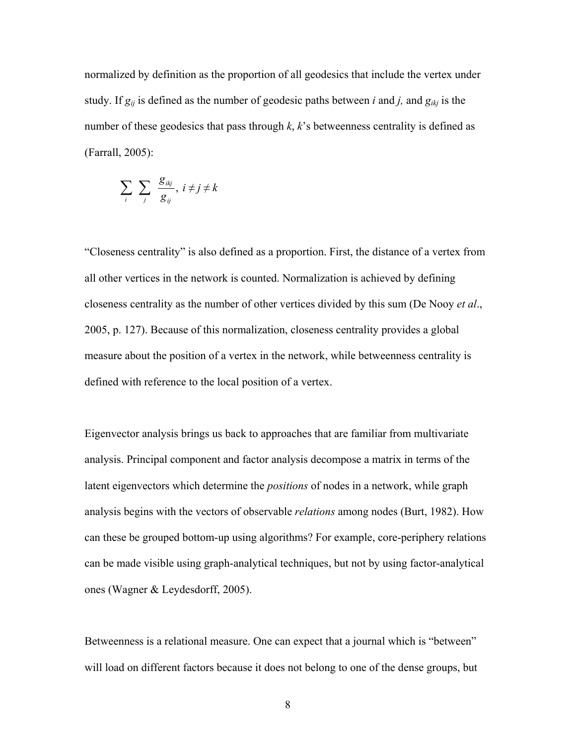normalized by definition as the proportion of all geodesics that include the vertex under study. If $g_{ij}$ is defined as the number of geodesic paths between $i$ and $j$, and $g_{ikj}$ is the number of these geodesics that pass through $k$, $k$'s betweenness centrality is defined as (Farrall, 2005):

$$\sum_{i} \sum_{j} \frac{g_{ikj}}{g_{ij}}, \; i \neq j \neq k$$

"Closeness centrality" is also defined as a proportion. First, the distance of a vertex from all other vertices in the network is counted. Normalization is achieved by defining closeness centrality as the number of other vertices divided by this sum (De Nooy *et al*., 2005, p. 127). Because of this normalization, closeness centrality provides a global measure about the position of a vertex in the network, while betweenness centrality is defined with reference to the local position of a vertex.

Eigenvector analysis brings us back to approaches that are familiar from multivariate analysis. Principal component and factor analysis decompose a matrix in terms of the latent eigenvectors which determine the *positions* of nodes in a network, while graph analysis begins with the vectors of observable *relations* among nodes (Burt, 1982). How can these be grouped bottom-up using algorithms? For example, core-periphery relations can be made visible using graph-analytical techniques, but not by using factor-analytical ones (Wagner & Leydesdorff, 2005).

Betweenness is a relational measure. One can expect that a journal which is "between" will load on different factors because it does not belong to one of the dense groups, but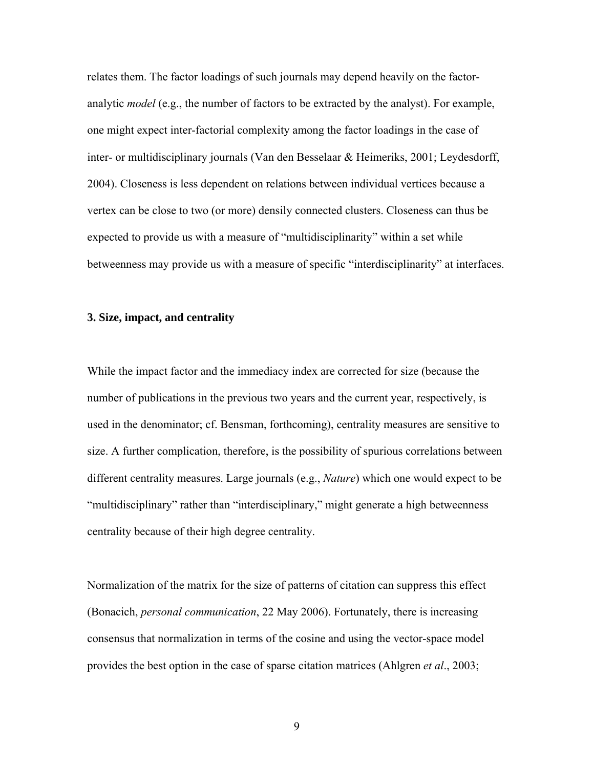relates them. The factor loadings of such journals may depend heavily on the factor-analytic *model* (e.g., the number of factors to be extracted by the analyst). For example, one might expect inter-factorial complexity among the factor loadings in the case of inter- or multidisciplinary journals (Van den Besselaar & Heimeriks, 2001; Leydesdorff, 2004). Closeness is less dependent on relations between individual vertices because a vertex can be close to two (or more) densily connected clusters. Closeness can thus be expected to provide us with a measure of "multidisciplinarity" within a set while betweenness may provide us with a measure of specific "interdisciplinarity" at interfaces.

### 3. Size, impact, and centrality

While the impact factor and the immediacy index are corrected for size (because the number of publications in the previous two years and the current year, respectively, is used in the denominator; cf. Bensman, forthcoming), centrality measures are sensitive to size. A further complication, therefore, is the possibility of spurious correlations between different centrality measures. Large journals (e.g., *Nature*) which one would expect to be "multidisciplinary" rather than "interdisciplinary," might generate a high betweenness centrality because of their high degree centrality.

Normalization of the matrix for the size of patterns of citation can suppress this effect (Bonacich, *personal communication*, 22 May 2006). Fortunately, there is increasing consensus that normalization in terms of the cosine and using the vector-space model provides the best option in the case of sparse citation matrices (Ahlgren *et al*., 2003;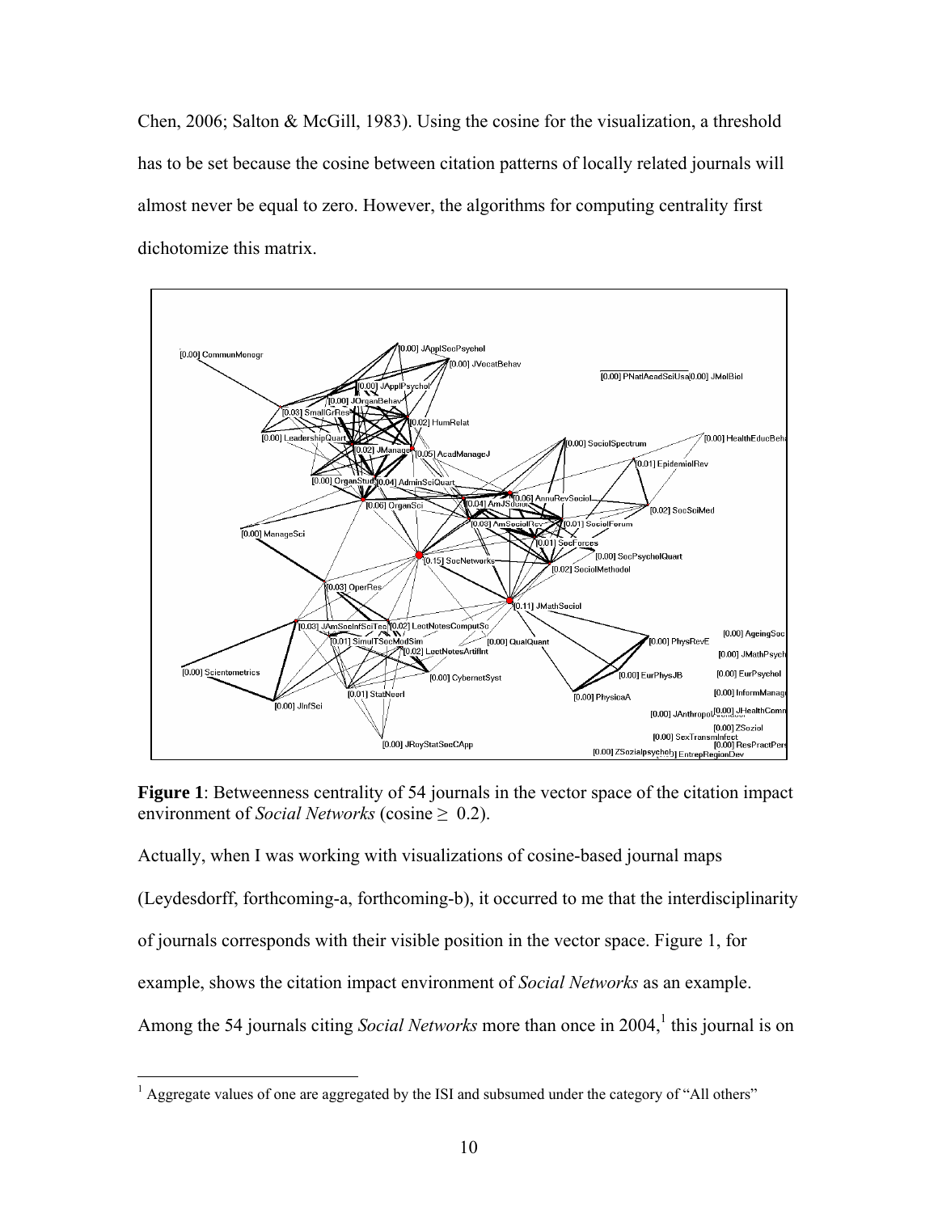Chen, 2006; Salton & McGill, 1983). Using the cosine for the visualization, a threshold has to be set because the cosine between citation patterns of locally related journals will almost never be equal to zero. However, the algorithms for computing centrality first dichotomize this matrix.

**Figure 1**: Betweenness centrality of 54 journals in the vector space of the citation impact environment of *Social Networks* (cosine ≥ 0.2).

Actually, when I was working with visualizations of cosine-based journal maps (Leydesdorff, forthcoming-a, forthcoming-b), it occurred to me that the interdisciplinarity of journals corresponds with their visible position in the vector space. Figure 1, for example, shows the citation impact environment of *Social Networks* as an example. Among the 54 journals citing *Social Networks* more than once in 2004,[1] this journal is on

[1] Aggregate values of one are aggregated by the ISI and subsumed under the category of "All others"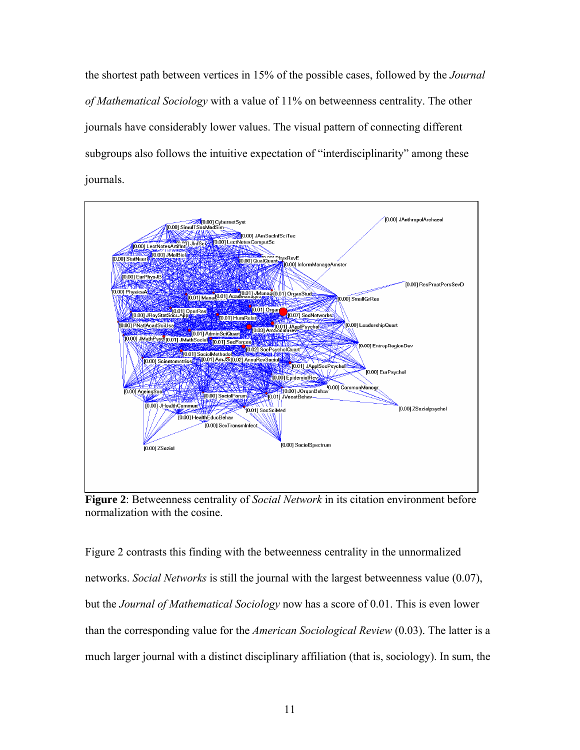the shortest path between vertices in 15% of the possible cases, followed by the *Journal of Mathematical Sociology* with a value of 11% on betweenness centrality. The other journals have considerably lower values. The visual pattern of connecting different subgroups also follows the intuitive expectation of "interdisciplinarity" among these journals.

**Figure 2**: Betweenness centrality of *Social Network* in its citation environment before normalization with the cosine.

Figure 2 contrasts this finding with the betweenness centrality in the unnormalized networks. *Social Networks* is still the journal with the largest betweenness value (0.07), but the *Journal of Mathematical Sociology* now has a score of 0.01. This is even lower than the corresponding value for the *American Sociological Review* (0.03). The latter is a much larger journal with a distinct disciplinary affiliation (that is, sociology). In sum, the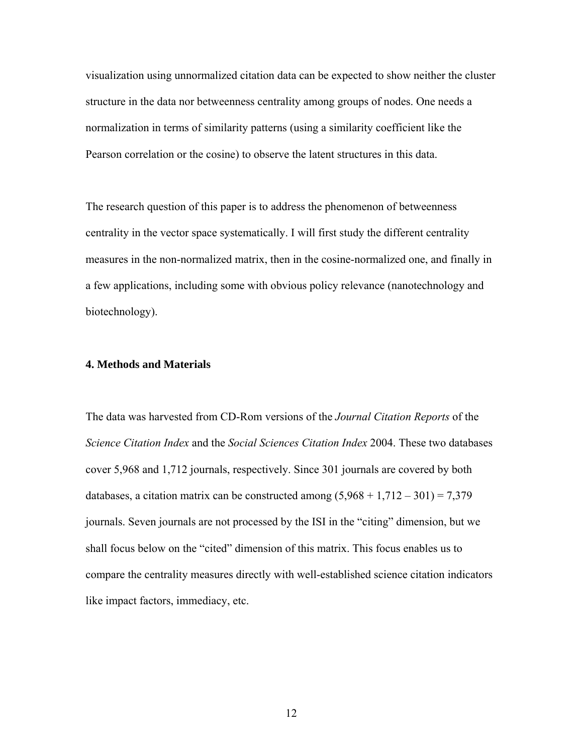visualization using unnormalized citation data can be expected to show neither the cluster structure in the data nor betweenness centrality among groups of nodes. One needs a normalization in terms of similarity patterns (using a similarity coefficient like the Pearson correlation or the cosine) to observe the latent structures in this data.

The research question of this paper is to address the phenomenon of betweenness centrality in the vector space systematically. I will first study the different centrality measures in the non-normalized matrix, then in the cosine-normalized one, and finally in a few applications, including some with obvious policy relevance (nanotechnology and biotechnology).

## 4. Methods and Materials

The data was harvested from CD-Rom versions of the *Journal Citation Reports* of the *Science Citation Index* and the *Social Sciences Citation Index* 2004. These two databases cover 5,968 and 1,712 journals, respectively. Since 301 journals are covered by both databases, a citation matrix can be constructed among (5,968 + 1,712 – 301) = 7,379 journals. Seven journals are not processed by the ISI in the "citing" dimension, but we shall focus below on the "cited" dimension of this matrix. This focus enables us to compare the centrality measures directly with well-established science citation indicators like impact factors, immediacy, etc.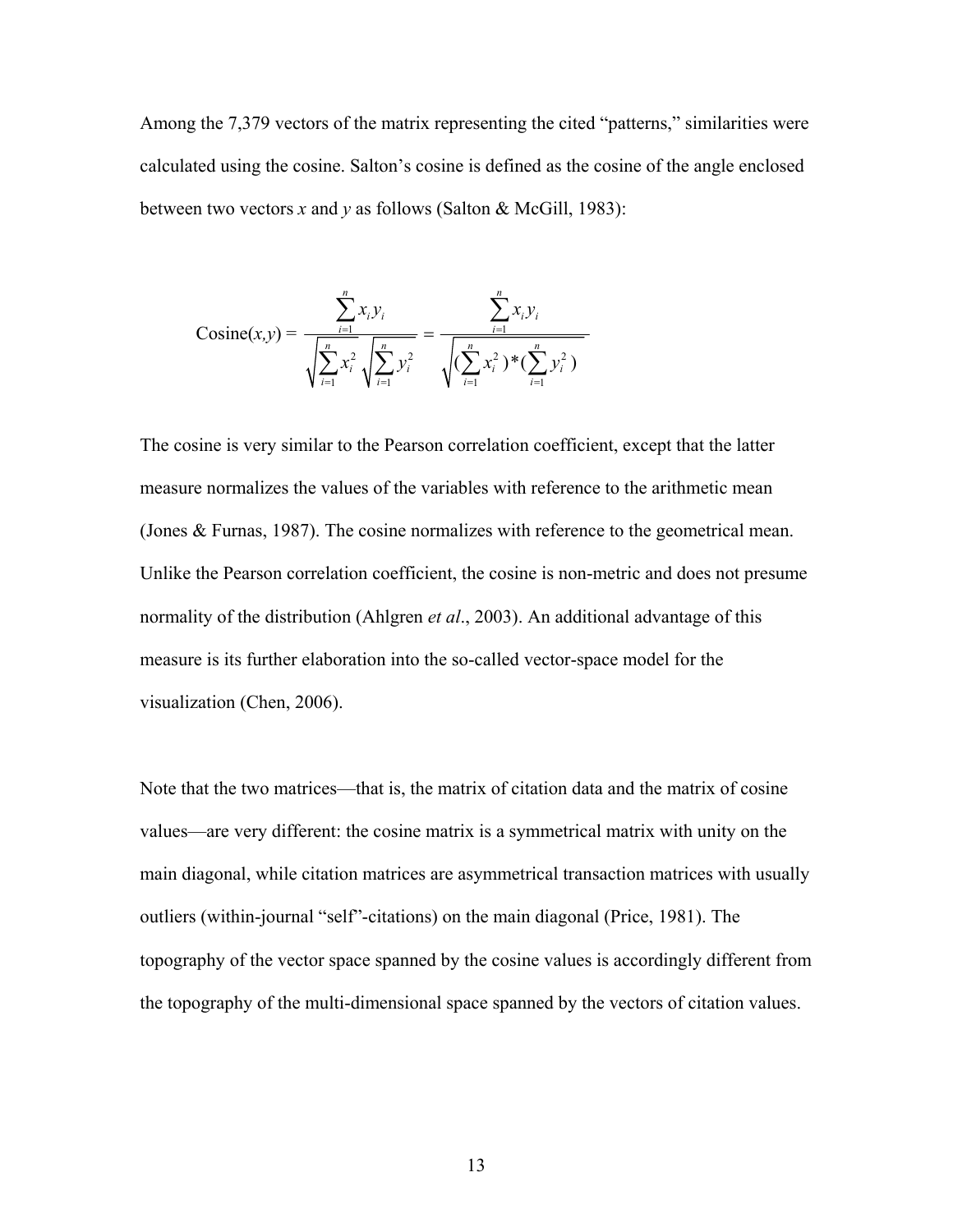Among the 7,379 vectors of the matrix representing the cited "patterns," similarities were calculated using the cosine. Salton's cosine is defined as the cosine of the angle enclosed between two vectors *x* and *y* as follows (Salton & McGill, 1983):

$$\text{Cosine}(x,y) = \frac{\sum_{i=1}^{n} x_i y_i}{\sqrt{\sum_{i=1}^{n} x_i^2}\sqrt{\sum_{i=1}^{n} y_i^2}} = \frac{\sum_{i=1}^{n} x_i y_i}{\sqrt{(\sum_{i=1}^{n} x_i^2)*(\sum_{i=1}^{n} y_i^2)}}$$

The cosine is very similar to the Pearson correlation coefficient, except that the latter measure normalizes the values of the variables with reference to the arithmetic mean (Jones & Furnas, 1987). The cosine normalizes with reference to the geometrical mean. Unlike the Pearson correlation coefficient, the cosine is non-metric and does not presume normality of the distribution (Ahlgren *et al*., 2003). An additional advantage of this measure is its further elaboration into the so-called vector-space model for the visualization (Chen, 2006).

Note that the two matrices—that is, the matrix of citation data and the matrix of cosine values—are very different: the cosine matrix is a symmetrical matrix with unity on the main diagonal, while citation matrices are asymmetrical transaction matrices with usually outliers (within-journal "self"-citations) on the main diagonal (Price, 1981). The topography of the vector space spanned by the cosine values is accordingly different from the topography of the multi-dimensional space spanned by the vectors of citation values.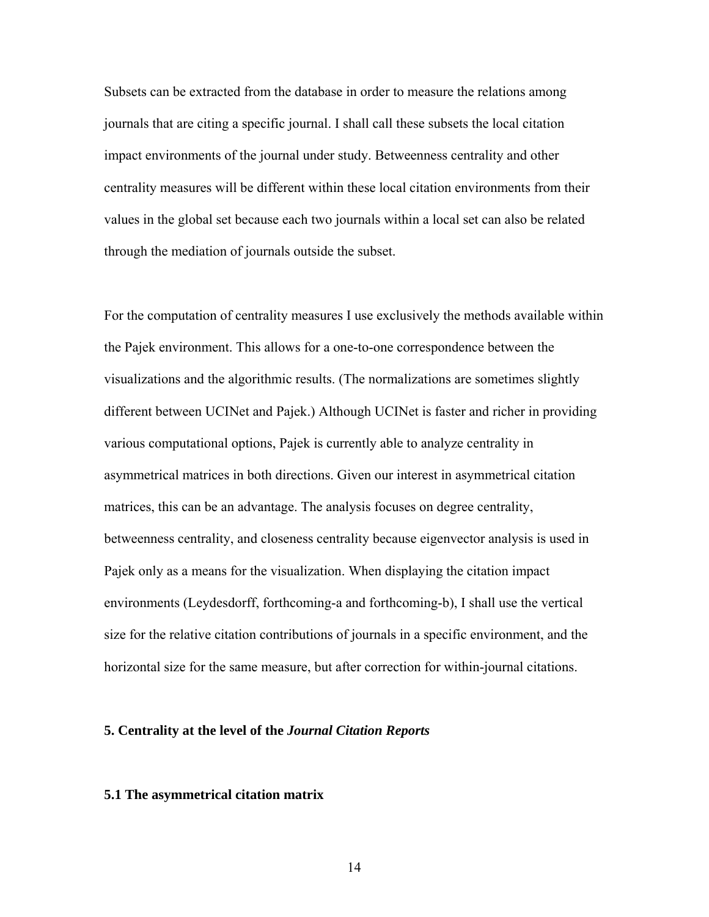Subsets can be extracted from the database in order to measure the relations among journals that are citing a specific journal. I shall call these subsets the local citation impact environments of the journal under study. Betweenness centrality and other centrality measures will be different within these local citation environments from their values in the global set because each two journals within a local set can also be related through the mediation of journals outside the subset.

For the computation of centrality measures I use exclusively the methods available within the Pajek environment. This allows for a one-to-one correspondence between the visualizations and the algorithmic results. (The normalizations are sometimes slightly different between UCINet and Pajek.) Although UCINet is faster and richer in providing various computational options, Pajek is currently able to analyze centrality in asymmetrical matrices in both directions. Given our interest in asymmetrical citation matrices, this can be an advantage. The analysis focuses on degree centrality, betweenness centrality, and closeness centrality because eigenvector analysis is used in Pajek only as a means for the visualization. When displaying the citation impact environments (Leydesdorff, forthcoming-a and forthcoming-b), I shall use the vertical size for the relative citation contributions of journals in a specific environment, and the horizontal size for the same measure, but after correction for within-journal citations.

## 5. Centrality at the level of the *Journal Citation Reports*

### 5.1 The asymmetrical citation matrix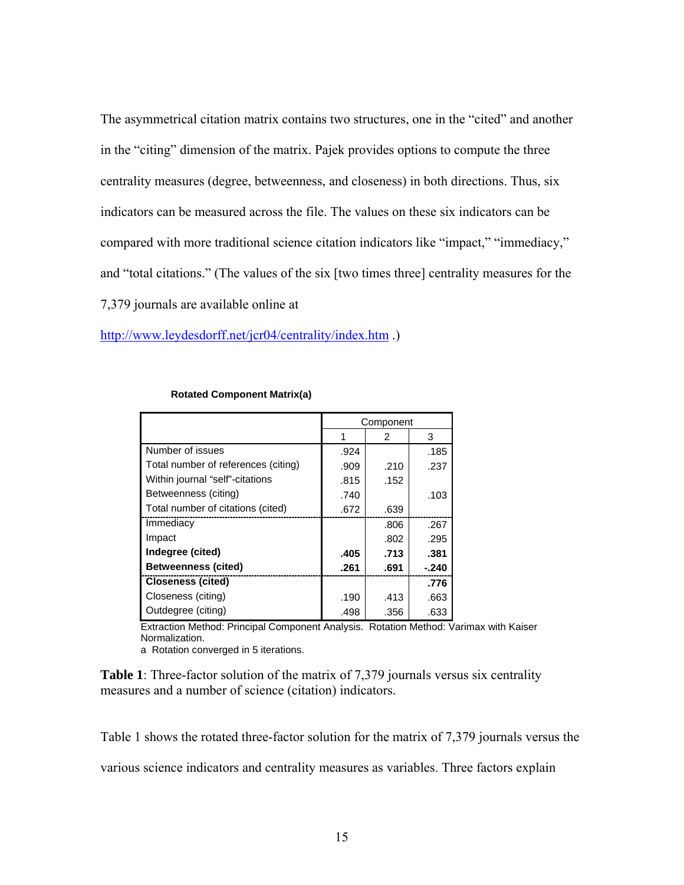The asymmetrical citation matrix contains two structures, one in the "cited" and another in the "citing" dimension of the matrix. Pajek provides options to compute the three centrality measures (degree, betweenness, and closeness) in both directions. Thus, six indicators can be measured across the file. The values on these six indicators can be compared with more traditional science citation indicators like "impact," "immediacy," and "total citations." (The values of the six [two times three] centrality measures for the 7,379 journals are available online at http://www.leydesdorff.net/jcr04/centrality/index.htm .)

**Rotated Component Matrix(a)**

| | Component | | |
|---|---|---|---|
| | 1 | 2 | 3 |
| Number of issues | .924 | | .185 |
| Total number of references (citing) | .909 | .210 | .237 |
| Within journal "self"-citations | .815 | .152 | |
| Betweenness (citing) | .740 | | .103 |
| Total number of citations (cited) | .672 | .639 | |
| Immediacy | | .806 | .267 |
| Impact | | .802 | .295 |
| **Indegree (cited)** | **.405** | **.713** | **.381** |
| **Betweenness (cited)** | **.261** | **.691** | **-.240** |
| **Closeness (cited)** | | | **.776** |
| Closeness (citing) | .190 | .413 | .663 |
| Outdegree (citing) | .498 | .356 | .633 |

Extraction Method: Principal Component Analysis. Rotation Method: Varimax with Kaiser Normalization.
a Rotation converged in 5 iterations.

**Table 1**: Three-factor solution of the matrix of 7,379 journals versus six centrality measures and a number of science (citation) indicators.

Table 1 shows the rotated three-factor solution for the matrix of 7,379 journals versus the various science indicators and centrality measures as variables. Three factors explain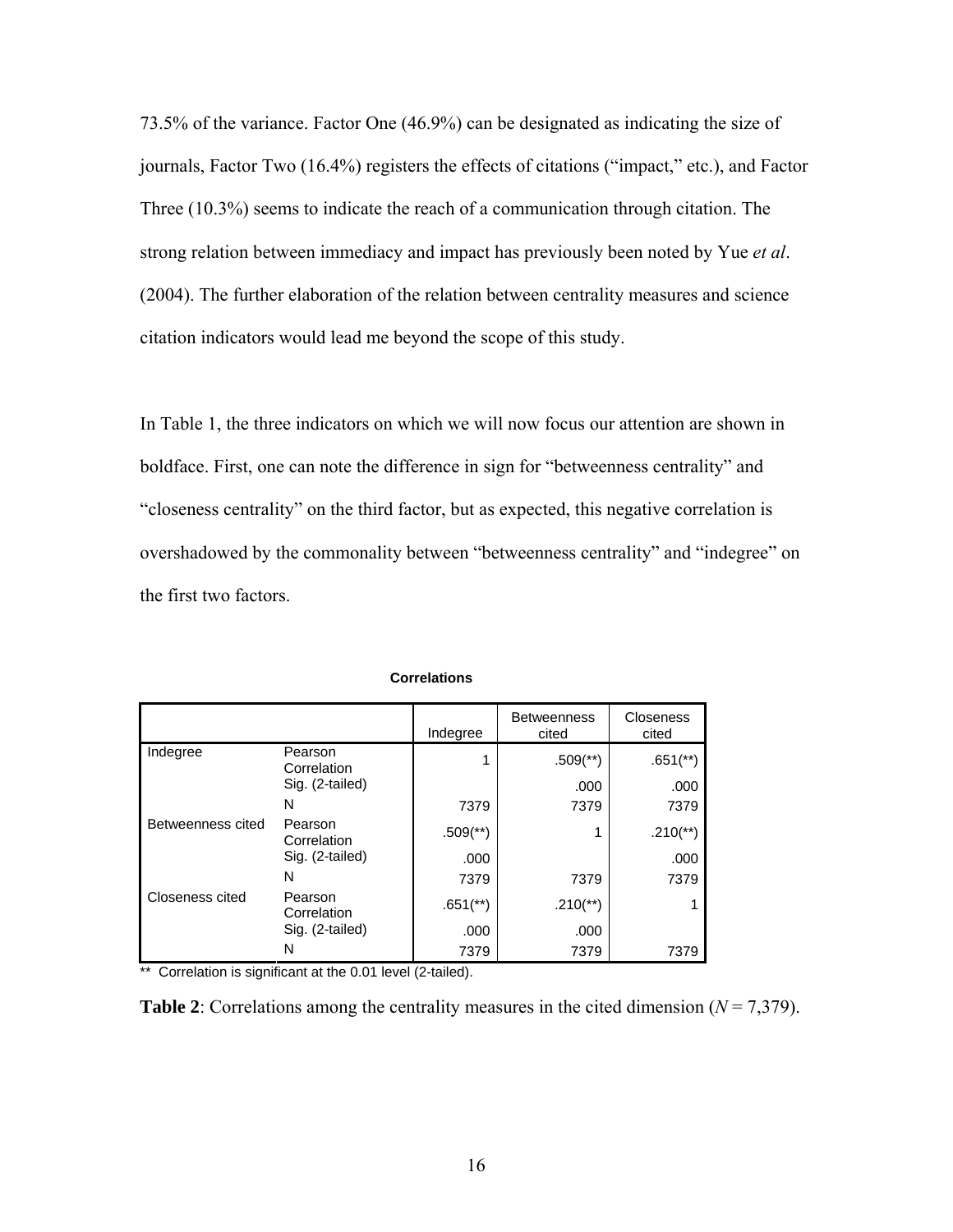73.5% of the variance. Factor One (46.9%) can be designated as indicating the size of journals, Factor Two (16.4%) registers the effects of citations ("impact," etc.), and Factor Three (10.3%) seems to indicate the reach of a communication through citation. The strong relation between immediacy and impact has previously been noted by Yue *et al*. (2004). The further elaboration of the relation between centrality measures and science citation indicators would lead me beyond the scope of this study.

In Table 1, the three indicators on which we will now focus our attention are shown in boldface. First, one can note the difference in sign for "betweenness centrality" and "closeness centrality" on the third factor, but as expected, this negative correlation is overshadowed by the commonality between "betweenness centrality" and "indegree" on the first two factors.

**Correlations**

| | | Indegree | Betweenness cited | Closeness cited |
|---|---|---|---|---|
| Indegree | Pearson Correlation | 1 | .509(**) | .651(**) |
| | Sig. (2-tailed) | | .000 | .000 |
| | N | 7379 | 7379 | 7379 |
| Betweenness cited | Pearson Correlation | .509(**) | 1 | .210(**) |
| | Sig. (2-tailed) | .000 | | .000 |
| | N | 7379 | 7379 | 7379 |
| Closeness cited | Pearson Correlation | .651(**) | .210(**) | 1 |
| | Sig. (2-tailed) | .000 | .000 | |
| | N | 7379 | 7379 | 7379 |

** Correlation is significant at the 0.01 level (2-tailed).

**Table 2**: Correlations among the centrality measures in the cited dimension ($N$ = 7,379).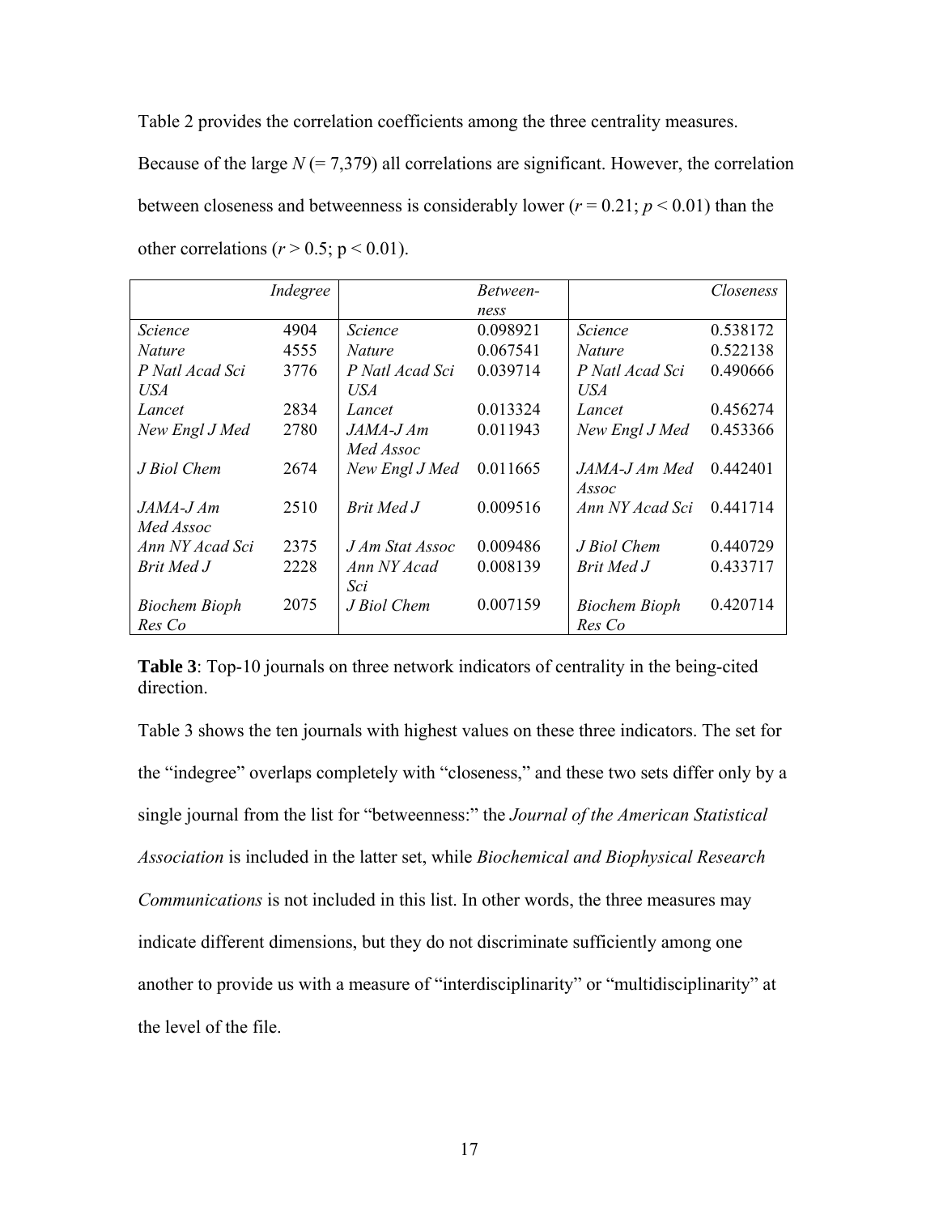Table 2 provides the correlation coefficients among the three centrality measures. Because of the large $N$ (= 7,379) all correlations are significant. However, the correlation between closeness and betweenness is considerably lower ($r = 0.21$; $p < 0.01$) than the other correlations ($r > 0.5$; $p < 0.01$).

| | *Indegree* | | *Between-ness* | | *Closeness* |
|---|---|---|---|---|---|
| *Science* | 4904 | *Science* | 0.098921 | *Science* | 0.538172 |
| *Nature* | 4555 | *Nature* | 0.067541 | *Nature* | 0.522138 |
| *P Natl Acad Sci USA* | 3776 | *P Natl Acad Sci USA* | 0.039714 | *P Natl Acad Sci USA* | 0.490666 |
| *Lancet* | 2834 | *Lancet* | 0.013324 | *Lancet* | 0.456274 |
| *New Engl J Med* | 2780 | *JAMA-J Am Med Assoc* | 0.011943 | *New Engl J Med* | 0.453366 |
| *J Biol Chem* | 2674 | *New Engl J Med* | 0.011665 | *JAMA-J Am Med Assoc* | 0.442401 |
| *JAMA-J Am Med Assoc* | 2510 | *Brit Med J* | 0.009516 | *Ann NY Acad Sci* | 0.441714 |
| *Ann NY Acad Sci* | 2375 | *J Am Stat Assoc* | 0.009486 | *J Biol Chem* | 0.440729 |
| *Brit Med J* | 2228 | *Ann NY Acad Sci* | 0.008139 | *Brit Med J* | 0.433717 |
| *Biochem Bioph Res Co* | 2075 | *J Biol Chem* | 0.007159 | *Biochem Bioph Res Co* | 0.420714 |

**Table 3**: Top-10 journals on three network indicators of centrality in the being-cited direction.

Table 3 shows the ten journals with highest values on these three indicators. The set for the "indegree" overlaps completely with "closeness," and these two sets differ only by a single journal from the list for "betweenness:" the *Journal of the American Statistical Association* is included in the latter set, while *Biochemical and Biophysical Research Communications* is not included in this list. In other words, the three measures may indicate different dimensions, but they do not discriminate sufficiently among one another to provide us with a measure of "interdisciplinarity" or "multidisciplinarity" at the level of the file.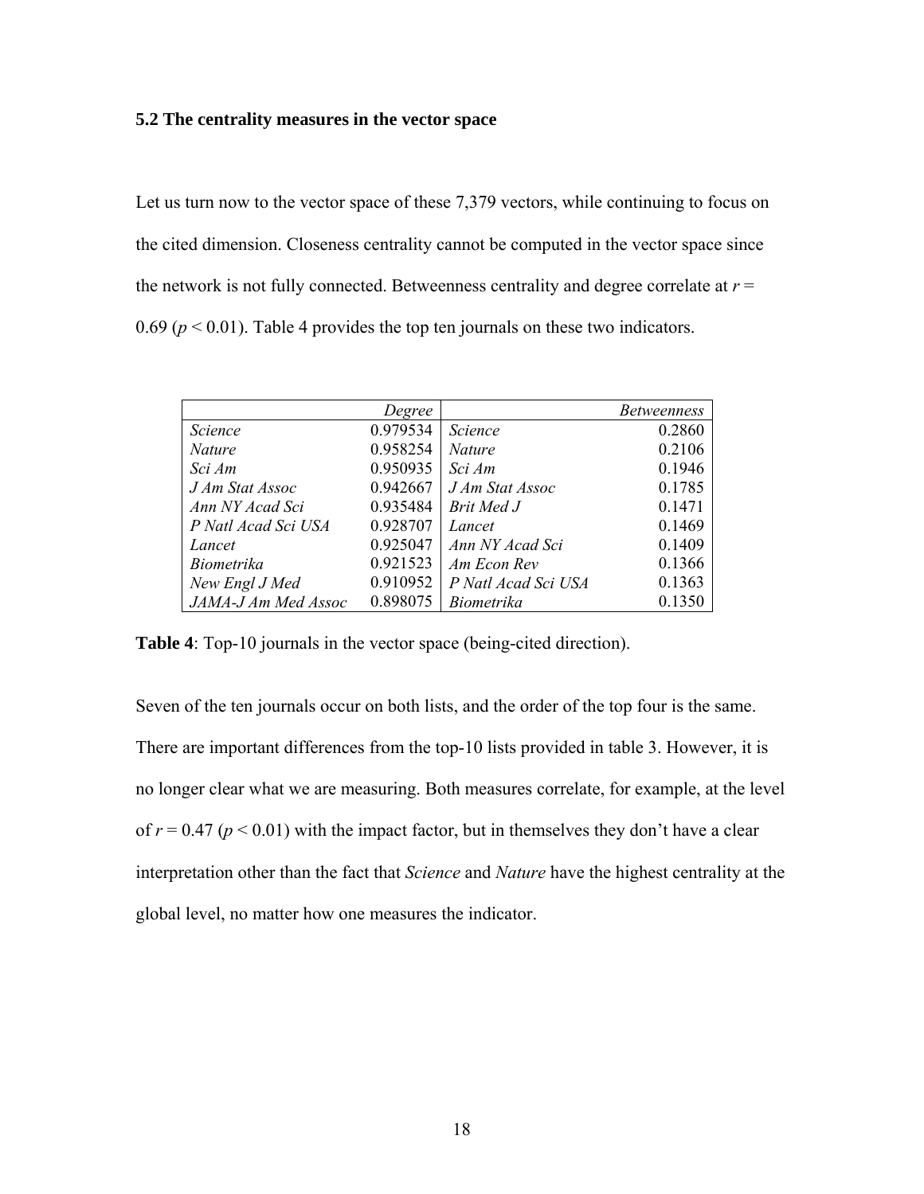### 5.2 The centrality measures in the vector space

Let us turn now to the vector space of these 7,379 vectors, while continuing to focus on the cited dimension. Closeness centrality cannot be computed in the vector space since the network is not fully connected. Betweenness centrality and degree correlate at $r = 0.69$ ($p < 0.01$). Table 4 provides the top ten journals on these two indicators.

| | *Degree* | | *Betweenness* |
|---|---|---|---|
| *Science* | 0.979534 | *Science* | 0.2860 |
| *Nature* | 0.958254 | *Nature* | 0.2106 |
| *Sci Am* | 0.950935 | *Sci Am* | 0.1946 |
| *J Am Stat Assoc* | 0.942667 | *J Am Stat Assoc* | 0.1785 |
| *Ann NY Acad Sci* | 0.935484 | *Brit Med J* | 0.1471 |
| *P Natl Acad Sci USA* | 0.928707 | *Lancet* | 0.1469 |
| *Lancet* | 0.925047 | *Ann NY Acad Sci* | 0.1409 |
| *Biometrika* | 0.921523 | *Am Econ Rev* | 0.1366 |
| *New Engl J Med* | 0.910952 | *P Natl Acad Sci USA* | 0.1363 |
| *JAMA-J Am Med Assoc* | 0.898075 | *Biometrika* | 0.1350 |

**Table 4**: Top-10 journals in the vector space (being-cited direction).

Seven of the ten journals occur on both lists, and the order of the top four is the same. There are important differences from the top-10 lists provided in table 3. However, it is no longer clear what we are measuring. Both measures correlate, for example, at the level of $r = 0.47$ ($p < 0.01$) with the impact factor, but in themselves they don't have a clear interpretation other than the fact that *Science* and *Nature* have the highest centrality at the global level, no matter how one measures the indicator.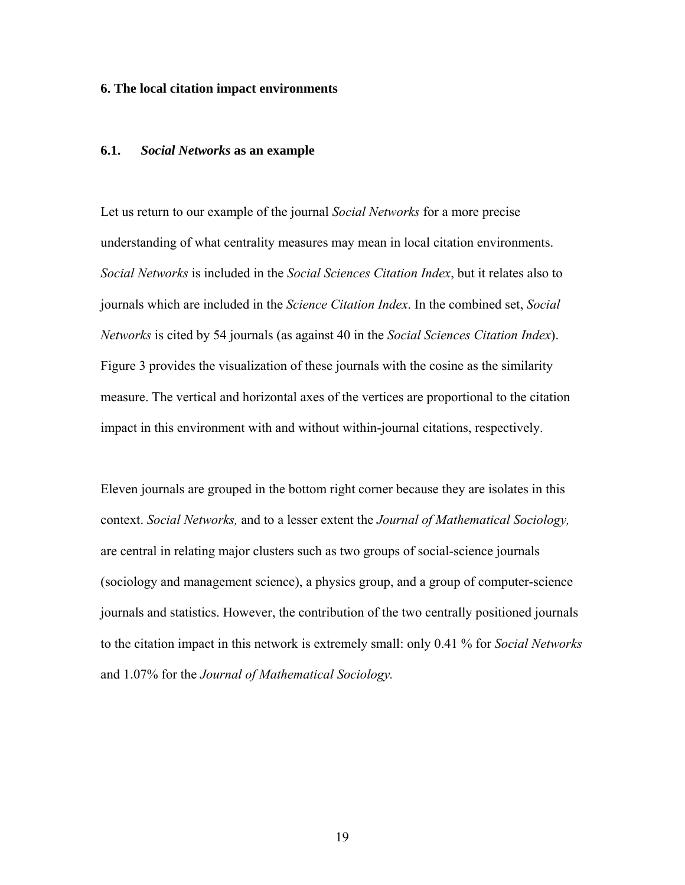## 6. The local citation impact environments

### 6.1. *Social Networks* as an example

Let us return to our example of the journal *Social Networks* for a more precise understanding of what centrality measures may mean in local citation environments. *Social Networks* is included in the *Social Sciences Citation Index*, but it relates also to journals which are included in the *Science Citation Index*. In the combined set, *Social Networks* is cited by 54 journals (as against 40 in the *Social Sciences Citation Index*). Figure 3 provides the visualization of these journals with the cosine as the similarity measure. The vertical and horizontal axes of the vertices are proportional to the citation impact in this environment with and without within-journal citations, respectively.

Eleven journals are grouped in the bottom right corner because they are isolates in this context. *Social Networks,* and to a lesser extent the *Journal of Mathematical Sociology,* are central in relating major clusters such as two groups of social-science journals (sociology and management science), a physics group, and a group of computer-science journals and statistics. However, the contribution of the two centrally positioned journals to the citation impact in this network is extremely small: only 0.41 % for *Social Networks* and 1.07% for the *Journal of Mathematical Sociology.*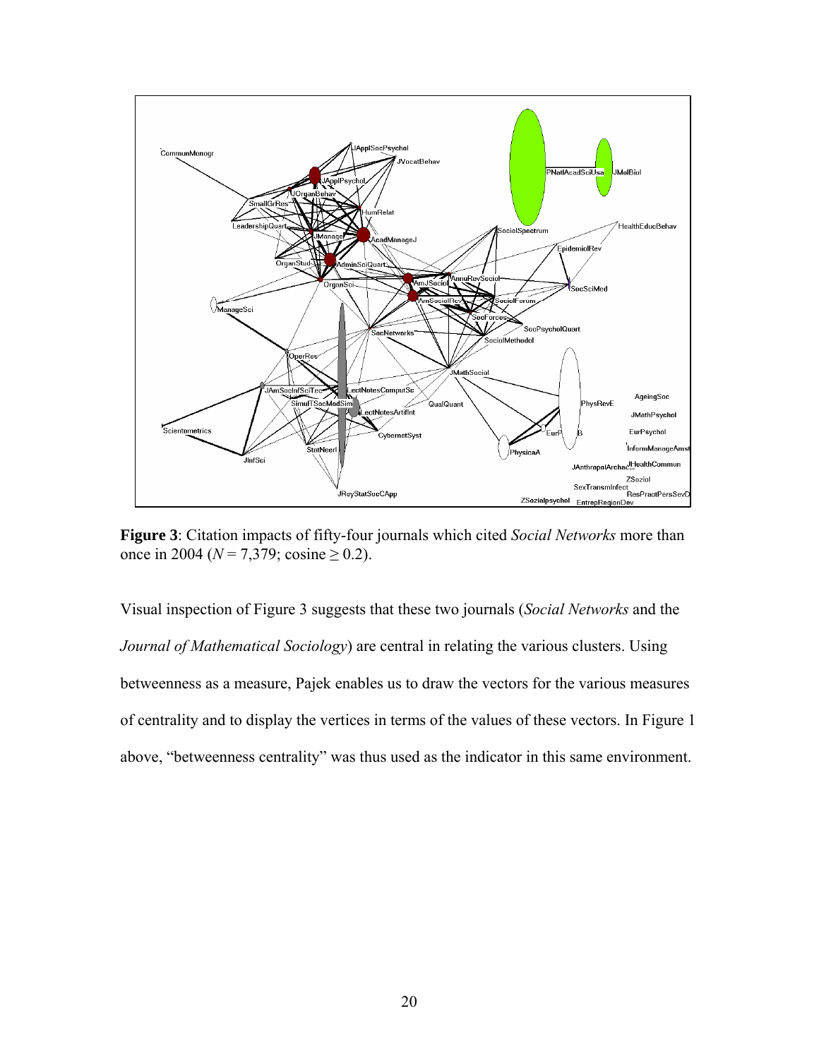**Figure 3**: Citation impacts of fifty-four journals which cited *Social Networks* more than once in 2004 ($N = 7,379$; cosine $\geq 0.2$).

Visual inspection of Figure 3 suggests that these two journals (*Social Networks* and the *Journal of Mathematical Sociology*) are central in relating the various clusters. Using betweenness as a measure, Pajek enables us to draw the vectors for the various measures of centrality and to display the vertices in terms of the values of these vectors. In Figure 1 above, "betweenness centrality" was thus used as the indicator in this same environment.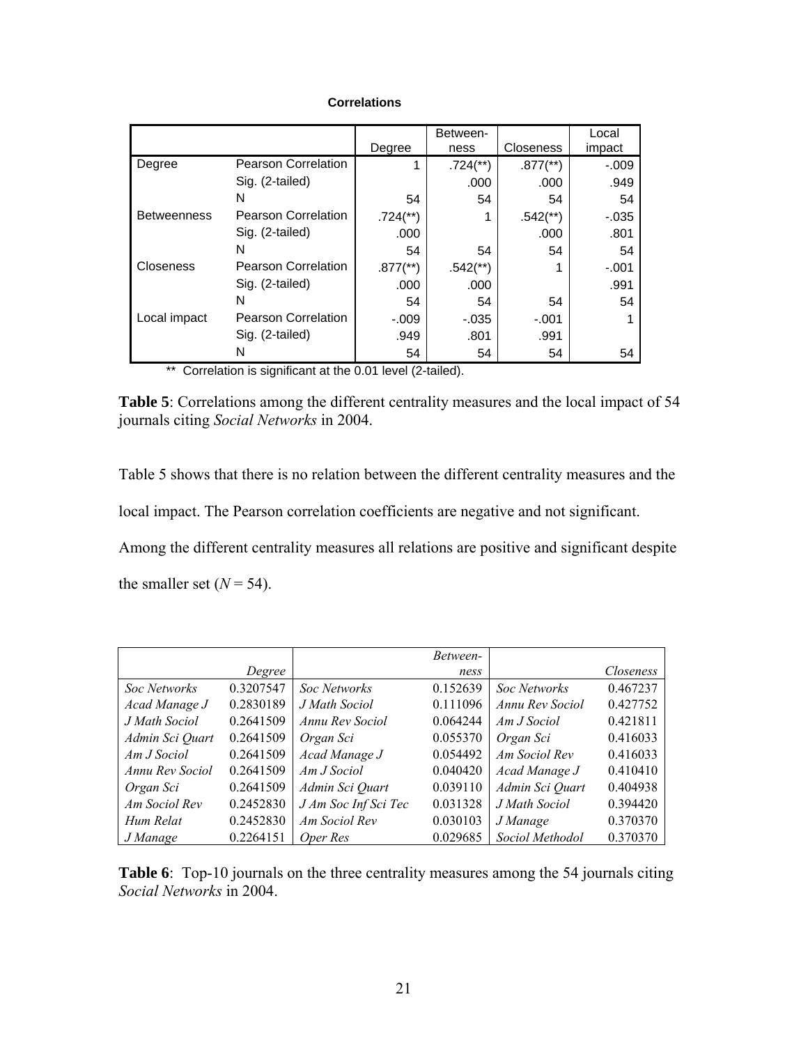**Correlations**

| | | Degree | Betweenness | Closeness | Local impact |
|---|---|---|---|---|---|
| Degree | Pearson Correlation | 1 | .724(**) | .877(**) | -.009 |
| | Sig. (2-tailed) | | .000 | .000 | .949 |
| | N | 54 | 54 | 54 | 54 |
| Betweenness | Pearson Correlation | .724(**) | 1 | .542(**) | -.035 |
| | Sig. (2-tailed) | .000 | | .000 | .801 |
| | N | 54 | 54 | 54 | 54 |
| Closeness | Pearson Correlation | .877(**) | .542(**) | 1 | -.001 |
| | Sig. (2-tailed) | .000 | .000 | | .991 |
| | N | 54 | 54 | 54 | 54 |
| Local impact | Pearson Correlation | -.009 | -.035 | -.001 | 1 |
| | Sig. (2-tailed) | .949 | .801 | .991 | |
| | N | 54 | 54 | 54 | 54 |

** Correlation is significant at the 0.01 level (2-tailed).

**Table 5**: Correlations among the different centrality measures and the local impact of 54 journals citing *Social Networks* in 2004.

Table 5 shows that there is no relation between the different centrality measures and the local impact. The Pearson correlation coefficients are negative and not significant. Among the different centrality measures all relations are positive and significant despite the smaller set ($N = 54$).

| | *Degree* | | *Betweenness* | | *Closeness* |
|---|---|---|---|---|---|
| *Soc Networks* | 0.3207547 | *Soc Networks* | 0.152639 | *Soc Networks* | 0.467237 |
| *Acad Manage J* | 0.2830189 | *J Math Sociol* | 0.111096 | *Annu Rev Sociol* | 0.427752 |
| *J Math Sociol* | 0.2641509 | *Annu Rev Sociol* | 0.064244 | *Am J Sociol* | 0.421811 |
| *Admin Sci Quart* | 0.2641509 | *Organ Sci* | 0.055370 | *Organ Sci* | 0.416033 |
| *Am J Sociol* | 0.2641509 | *Acad Manage J* | 0.054492 | *Am Sociol Rev* | 0.416033 |
| *Annu Rev Sociol* | 0.2641509 | *Am J Sociol* | 0.040420 | *Acad Manage J* | 0.410410 |
| *Organ Sci* | 0.2641509 | *Admin Sci Quart* | 0.039110 | *Admin Sci Quart* | 0.404938 |
| *Am Sociol Rev* | 0.2452830 | *J Am Soc Inf Sci Tec* | 0.031328 | *J Math Sociol* | 0.394420 |
| *Hum Relat* | 0.2452830 | *Am Sociol Rev* | 0.030103 | *J Manage* | 0.370370 |
| *J Manage* | 0.2264151 | *Oper Res* | 0.029685 | *Sociol Methodol* | 0.370370 |

**Table 6**: Top-10 journals on the three centrality measures among the 54 journals citing *Social Networks* in 2004.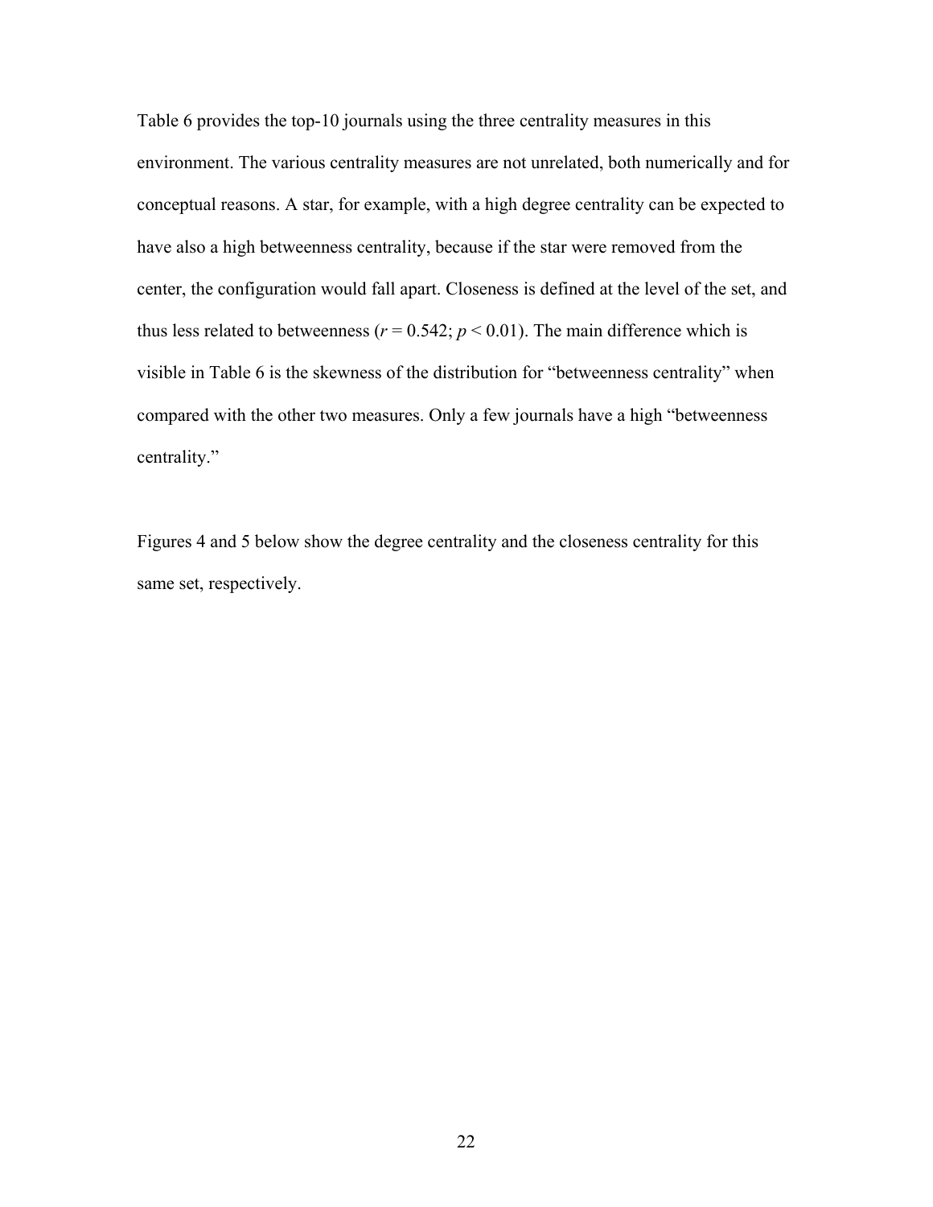Table 6 provides the top-10 journals using the three centrality measures in this environment. The various centrality measures are not unrelated, both numerically and for conceptual reasons. A star, for example, with a high degree centrality can be expected to have also a high betweenness centrality, because if the star were removed from the center, the configuration would fall apart. Closeness is defined at the level of the set, and thus less related to betweenness ($r = 0.542$; $p < 0.01$). The main difference which is visible in Table 6 is the skewness of the distribution for "betweenness centrality" when compared with the other two measures. Only a few journals have a high "betweenness centrality."

Figures 4 and 5 below show the degree centrality and the closeness centrality for this same set, respectively.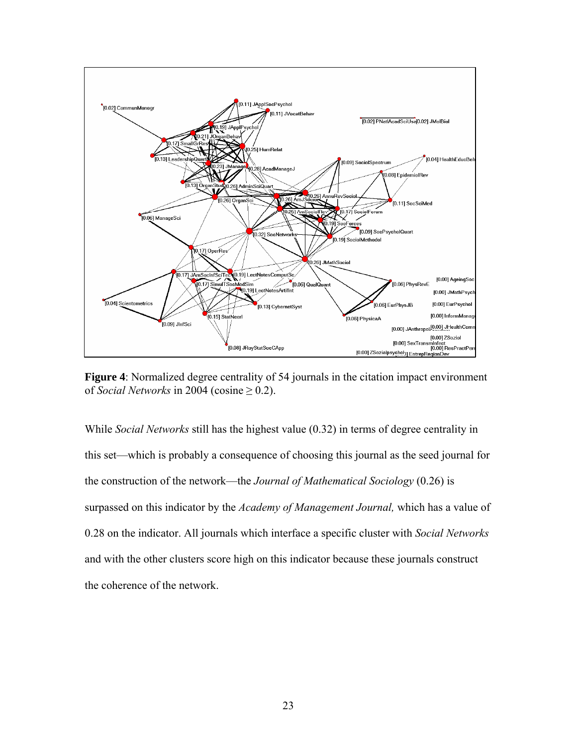**Figure 4**: Normalized degree centrality of 54 journals in the citation impact environment of *Social Networks* in 2004 (cosine ≥ 0.2).

While *Social Networks* still has the highest value (0.32) in terms of degree centrality in this set—which is probably a consequence of choosing this journal as the seed journal for the construction of the network—the *Journal of Mathematical Sociology* (0.26) is surpassed on this indicator by the *Academy of Management Journal,* which has a value of 0.28 on the indicator. All journals which interface a specific cluster with *Social Networks* and with the other clusters score high on this indicator because these journals construct the coherence of the network.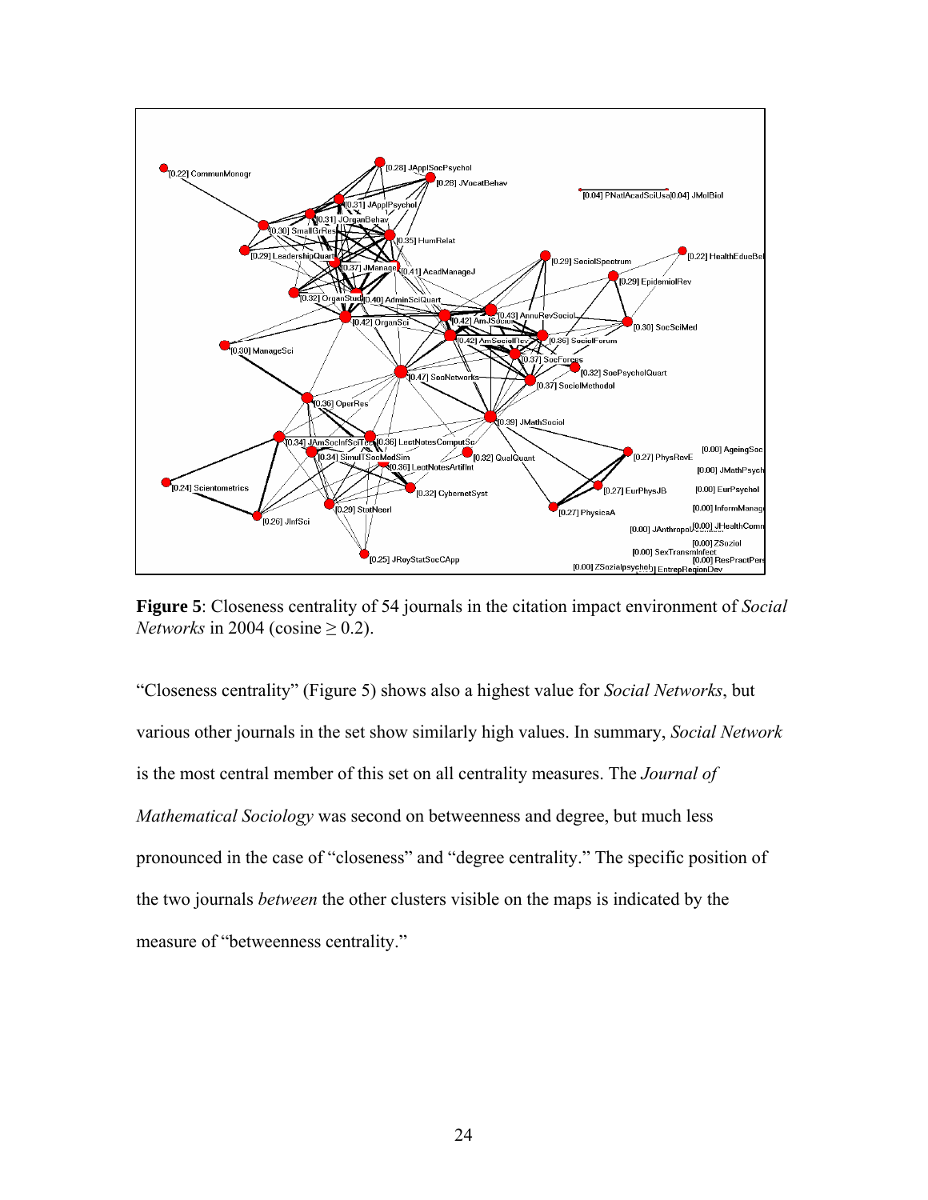**Figure 5**: Closeness centrality of 54 journals in the citation impact environment of *Social Networks* in 2004 (cosine ≥ 0.2).

"Closeness centrality" (Figure 5) shows also a highest value for *Social Networks*, but various other journals in the set show similarly high values. In summary, *Social Network* is the most central member of this set on all centrality measures. The *Journal of Mathematical Sociology* was second on betweenness and degree, but much less pronounced in the case of "closeness" and "degree centrality." The specific position of the two journals *between* the other clusters visible on the maps is indicated by the measure of "betweenness centrality."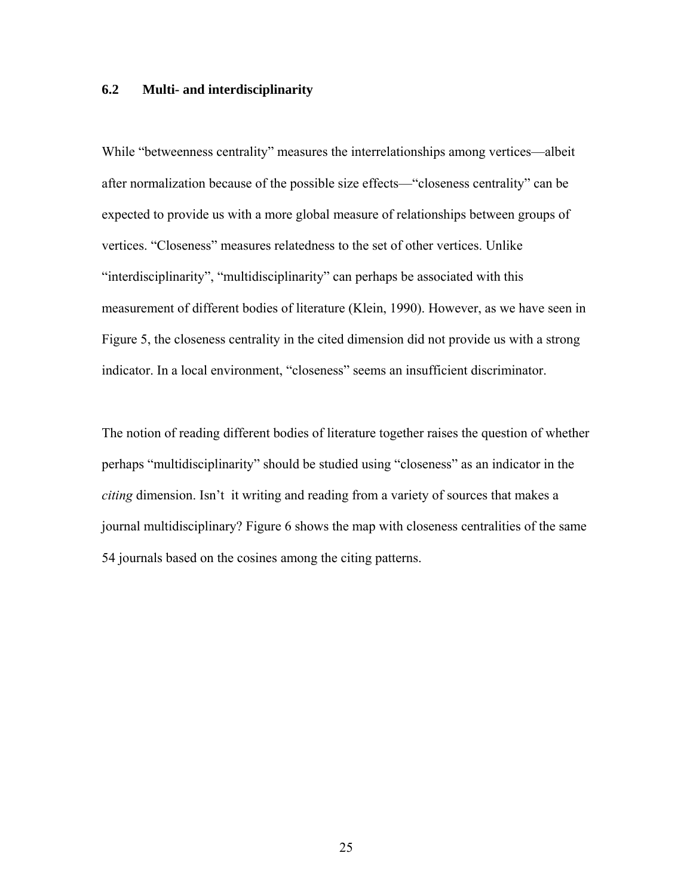### 6.2 Multi- and interdisciplinarity

While "betweenness centrality" measures the interrelationships among vertices—albeit after normalization because of the possible size effects—"closeness centrality" can be expected to provide us with a more global measure of relationships between groups of vertices. "Closeness" measures relatedness to the set of other vertices. Unlike "interdisciplinarity", "multidisciplinarity" can perhaps be associated with this measurement of different bodies of literature (Klein, 1990). However, as we have seen in Figure 5, the closeness centrality in the cited dimension did not provide us with a strong indicator. In a local environment, "closeness" seems an insufficient discriminator.

The notion of reading different bodies of literature together raises the question of whether perhaps "multidisciplinarity" should be studied using "closeness" as an indicator in the *citing* dimension. Isn't it writing and reading from a variety of sources that makes a journal multidisciplinary? Figure 6 shows the map with closeness centralities of the same 54 journals based on the cosines among the citing patterns.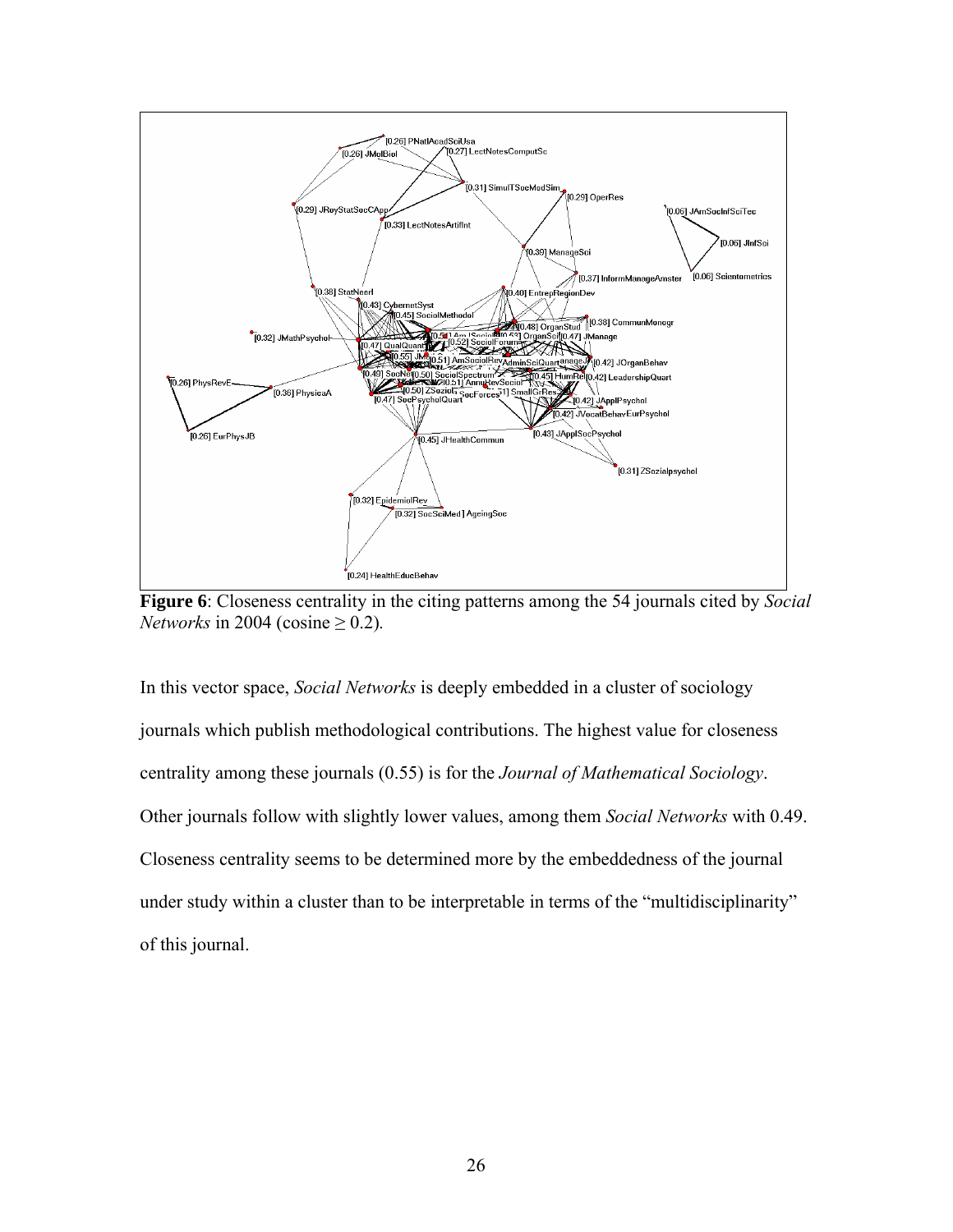**Figure 6**: Closeness centrality in the citing patterns among the 54 journals cited by *Social Networks* in 2004 (cosine ≥ 0.2).

In this vector space, *Social Networks* is deeply embedded in a cluster of sociology journals which publish methodological contributions. The highest value for closeness centrality among these journals (0.55) is for the *Journal of Mathematical Sociology*. Other journals follow with slightly lower values, among them *Social Networks* with 0.49. Closeness centrality seems to be determined more by the embeddedness of the journal under study within a cluster than to be interpretable in terms of the "multidisciplinarity" of this journal.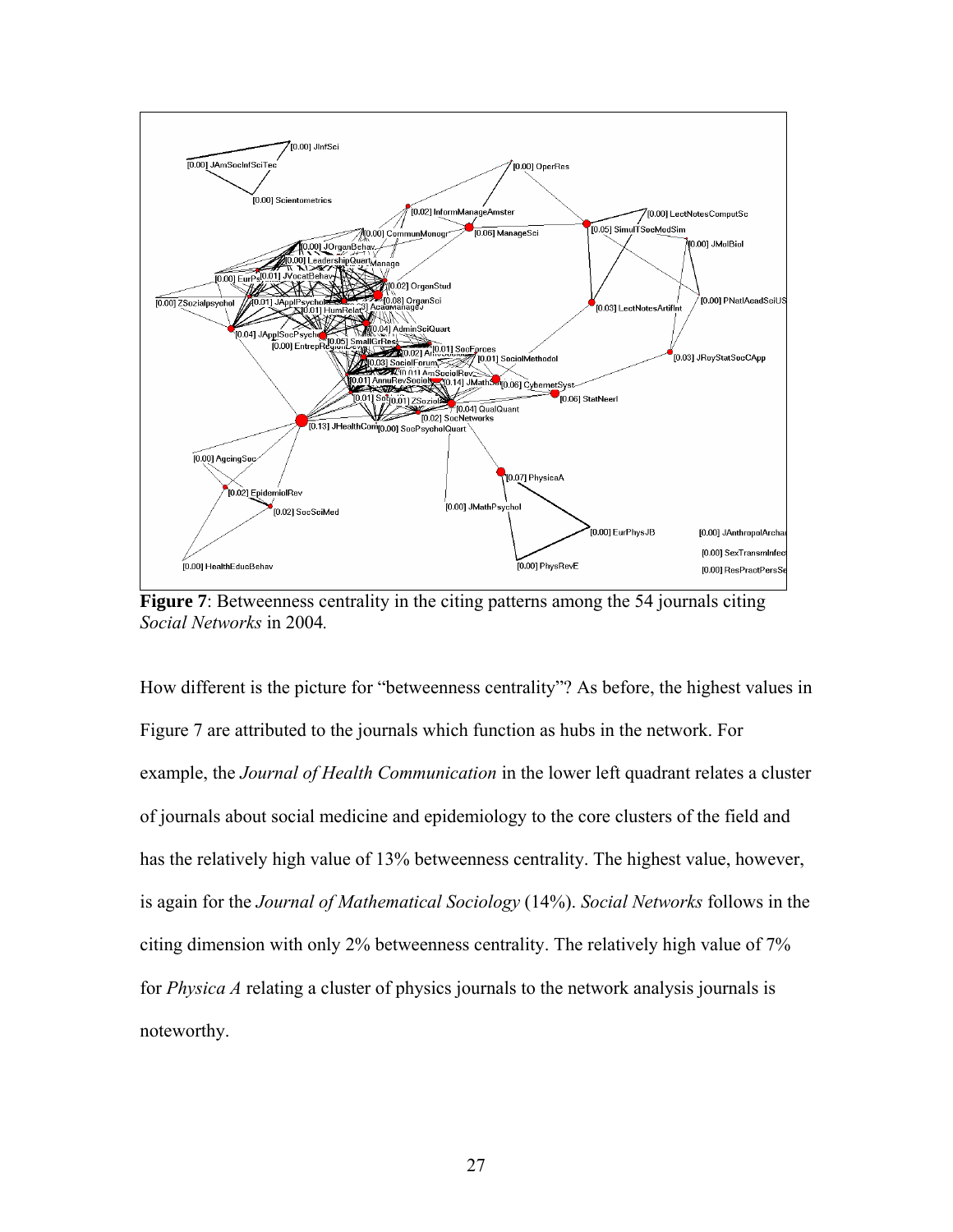**Figure 7**: Betweenness centrality in the citing patterns among the 54 journals citing *Social Networks* in 2004.

How different is the picture for "betweenness centrality"? As before, the highest values in Figure 7 are attributed to the journals which function as hubs in the network. For example, the *Journal of Health Communication* in the lower left quadrant relates a cluster of journals about social medicine and epidemiology to the core clusters of the field and has the relatively high value of 13% betweenness centrality. The highest value, however, is again for the *Journal of Mathematical Sociology* (14%). *Social Networks* follows in the citing dimension with only 2% betweenness centrality. The relatively high value of 7% for *Physica A* relating a cluster of physics journals to the network analysis journals is noteworthy.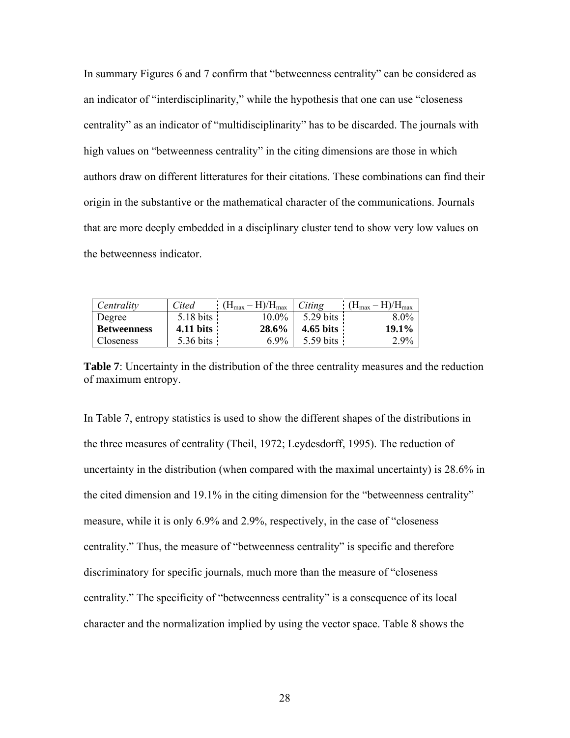In summary Figures 6 and 7 confirm that "betweenness centrality" can be considered as an indicator of "interdisciplinarity," while the hypothesis that one can use "closeness centrality" as an indicator of "multidisciplinarity" has to be discarded. The journals with high values on "betweenness centrality" in the citing dimensions are those in which authors draw on different litteratures for their citations. These combinations can find their origin in the substantive or the mathematical character of the communications. Journals that are more deeply embedded in a disciplinary cluster tend to show very low values on the betweenness indicator.

| *Centrality* | *Cited* | $(H_{max} – H)/H_{max}$ | *Citing* | $(H_{max} – H)/H_{max}$ |
|---|---|---|---|---|
| Degree | 5.18 bits | 10.0% | 5.29 bits | 8.0% |
| **Betweenness** | **4.11 bits** | **28.6%** | **4.65 bits** | **19.1%** |
| Closeness | 5.36 bits | 6.9% | 5.59 bits | 2.9% |

**Table 7**: Uncertainty in the distribution of the three centrality measures and the reduction of maximum entropy.

In Table 7, entropy statistics is used to show the different shapes of the distributions in the three measures of centrality (Theil, 1972; Leydesdorff, 1995). The reduction of uncertainty in the distribution (when compared with the maximal uncertainty) is 28.6% in the cited dimension and 19.1% in the citing dimension for the "betweenness centrality" measure, while it is only 6.9% and 2.9%, respectively, in the case of "closeness centrality." Thus, the measure of "betweenness centrality" is specific and therefore discriminatory for specific journals, much more than the measure of "closeness centrality." The specificity of "betweenness centrality" is a consequence of its local character and the normalization implied by using the vector space. Table 8 shows the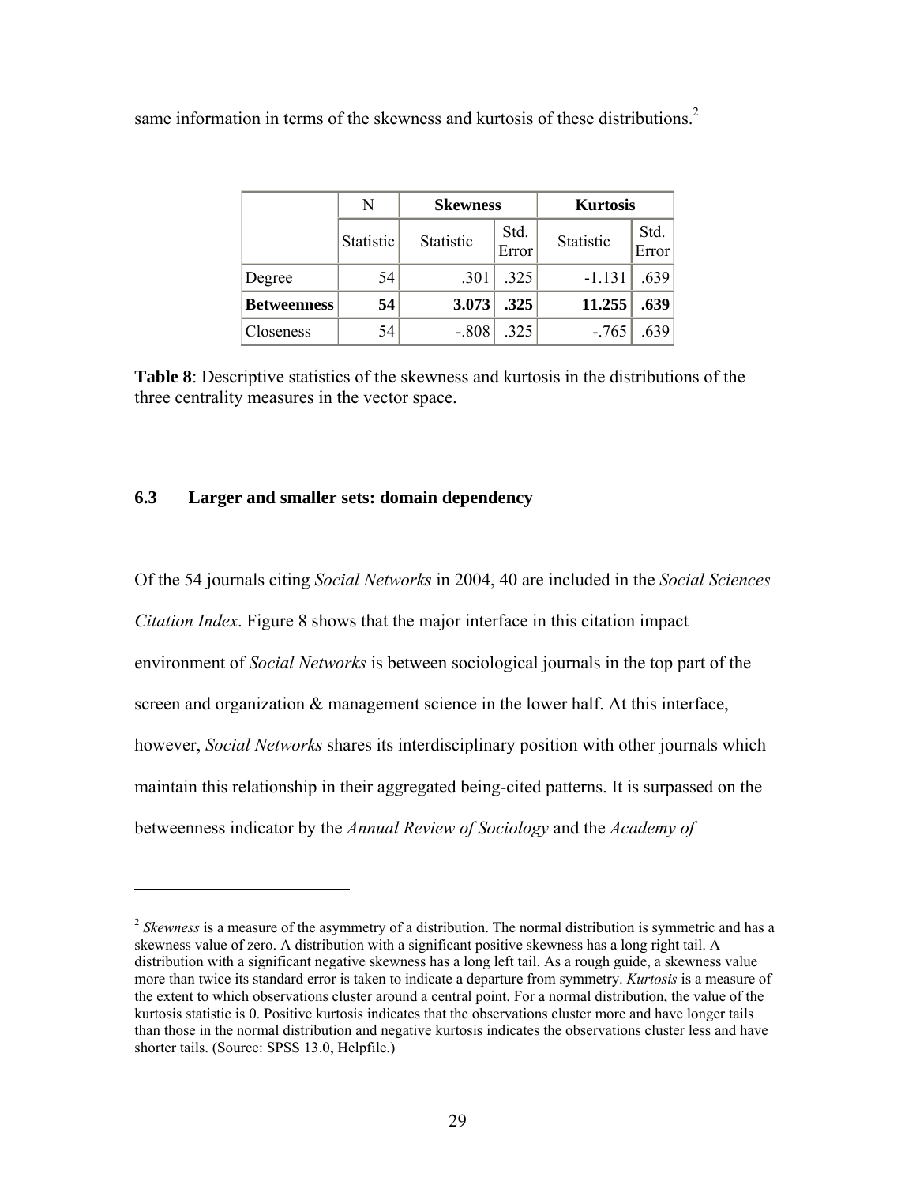same information in terms of the skewness and kurtosis of these distributions.[2]

| | N | Skewness | | Kurtosis | |
|---|---|---|---|---|---|
| | Statistic | Statistic | Std. Error | Statistic | Std. Error |
| Degree | 54 | .301 | .325 | -1.131 | .639 |
| **Betweenness** | **54** | **3.073** | **.325** | **11.255** | **.639** |
| Closeness | 54 | -.808 | .325 | -.765 | .639 |

**Table 8**: Descriptive statistics of the skewness and kurtosis in the distributions of the three centrality measures in the vector space.

### 6.3 Larger and smaller sets: domain dependency

Of the 54 journals citing *Social Networks* in 2004, 40 are included in the *Social Sciences Citation Index*. Figure 8 shows that the major interface in this citation impact environment of *Social Networks* is between sociological journals in the top part of the screen and organization & management science in the lower half. At this interface, however, *Social Networks* shares its interdisciplinary position with other journals which maintain this relationship in their aggregated being-cited patterns. It is surpassed on the betweenness indicator by the *Annual Review of Sociology* and the *Academy of*

[2] *Skewness* is a measure of the asymmetry of a distribution. The normal distribution is symmetric and has a skewness value of zero. A distribution with a significant positive skewness has a long right tail. A distribution with a significant negative skewness has a long left tail. As a rough guide, a skewness value more than twice its standard error is taken to indicate a departure from symmetry. *Kurtosis* is a measure of the extent to which observations cluster around a central point. For a normal distribution, the value of the kurtosis statistic is 0. Positive kurtosis indicates that the observations cluster more and have longer tails than those in the normal distribution and negative kurtosis indicates the observations cluster less and have shorter tails. (Source: SPSS 13.0, Helpfile.)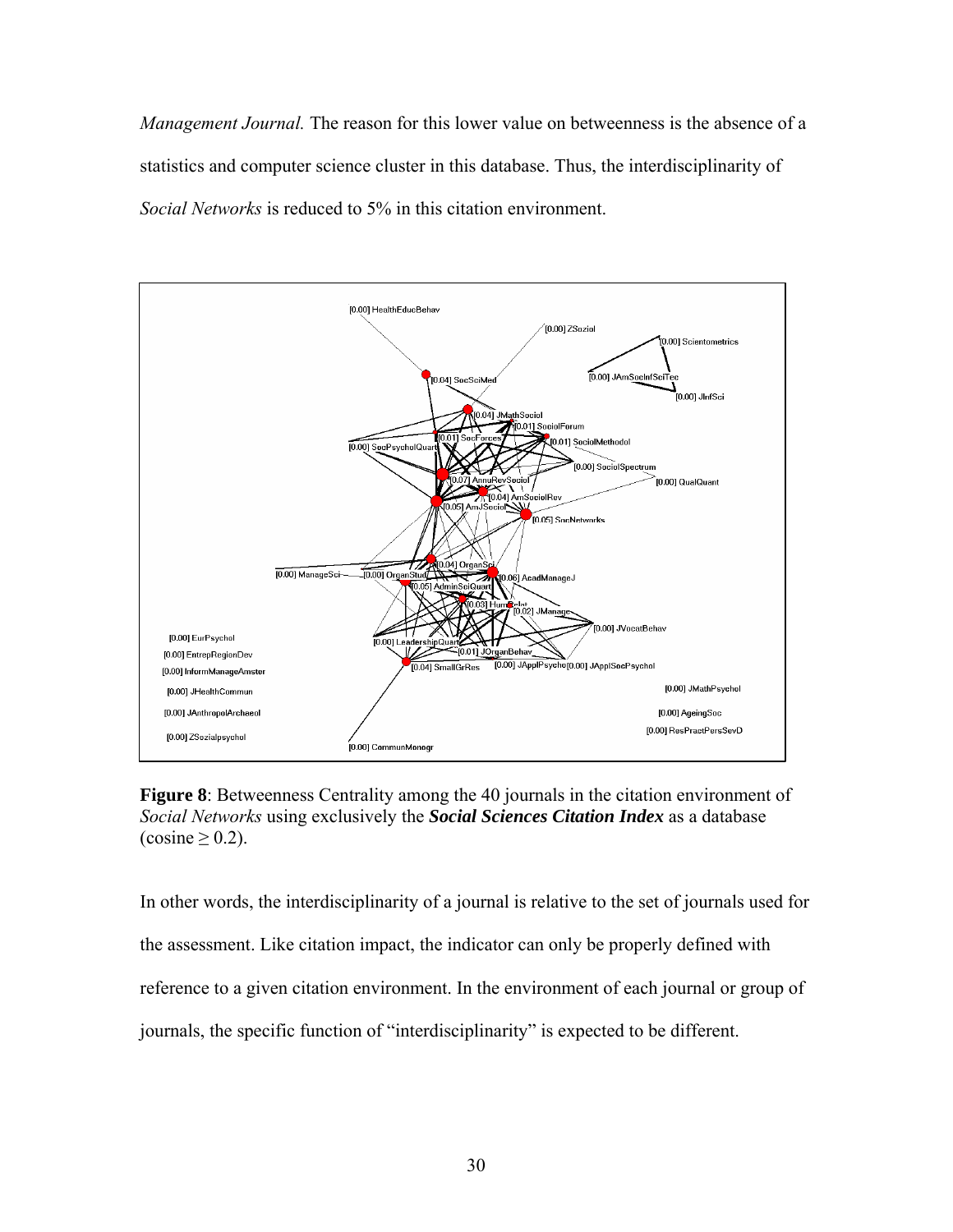*Management Journal.* The reason for this lower value on betweenness is the absence of a statistics and computer science cluster in this database. Thus, the interdisciplinarity of *Social Networks* is reduced to 5% in this citation environment.

**Figure 8**: Betweenness Centrality among the 40 journals in the citation environment of *Social Networks* using exclusively the ***Social Sciences Citation Index*** as a database (cosine ≥ 0.2).

In other words, the interdisciplinarity of a journal is relative to the set of journals used for the assessment. Like citation impact, the indicator can only be properly defined with reference to a given citation environment. In the environment of each journal or group of journals, the specific function of "interdisciplinarity" is expected to be different.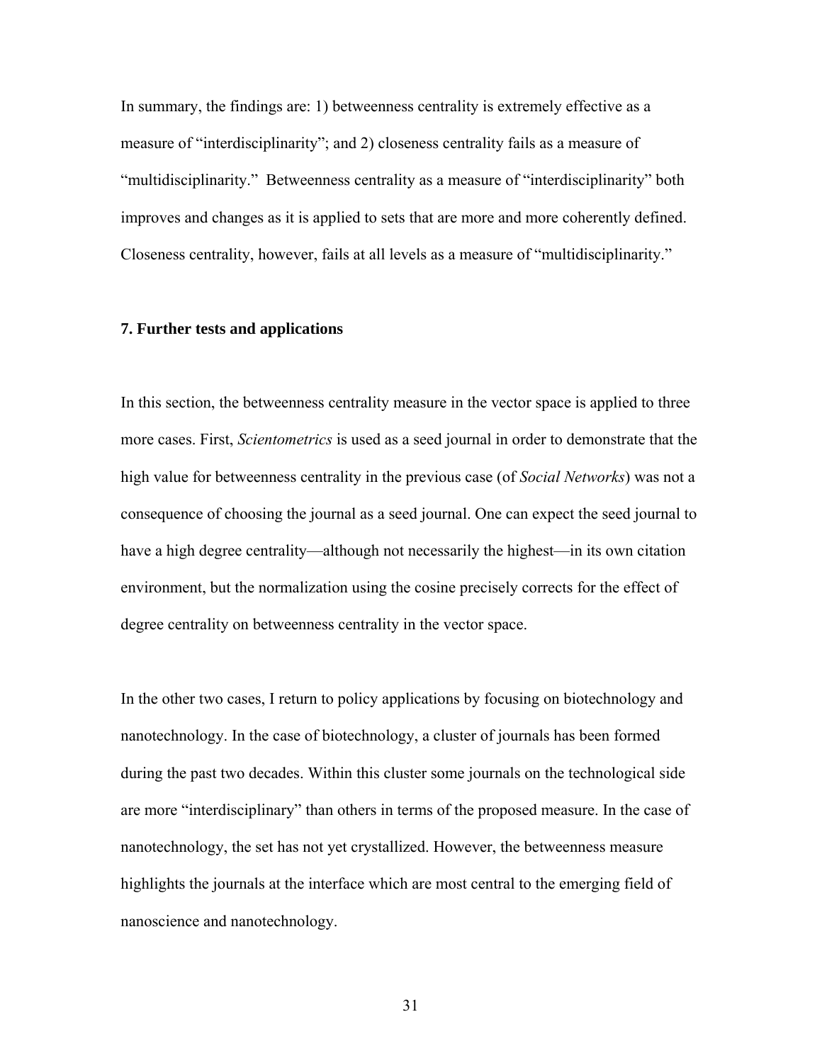In summary, the findings are: 1) betweenness centrality is extremely effective as a measure of "interdisciplinarity"; and 2) closeness centrality fails as a measure of "multidisciplinarity." Betweenness centrality as a measure of "interdisciplinarity" both improves and changes as it is applied to sets that are more and more coherently defined. Closeness centrality, however, fails at all levels as a measure of "multidisciplinarity."

## 7. Further tests and applications

In this section, the betweenness centrality measure in the vector space is applied to three more cases. First, *Scientometrics* is used as a seed journal in order to demonstrate that the high value for betweenness centrality in the previous case (of *Social Networks*) was not a consequence of choosing the journal as a seed journal. One can expect the seed journal to have a high degree centrality—although not necessarily the highest—in its own citation environment, but the normalization using the cosine precisely corrects for the effect of degree centrality on betweenness centrality in the vector space.

In the other two cases, I return to policy applications by focusing on biotechnology and nanotechnology. In the case of biotechnology, a cluster of journals has been formed during the past two decades. Within this cluster some journals on the technological side are more "interdisciplinary" than others in terms of the proposed measure. In the case of nanotechnology, the set has not yet crystallized. However, the betweenness measure highlights the journals at the interface which are most central to the emerging field of nanoscience and nanotechnology.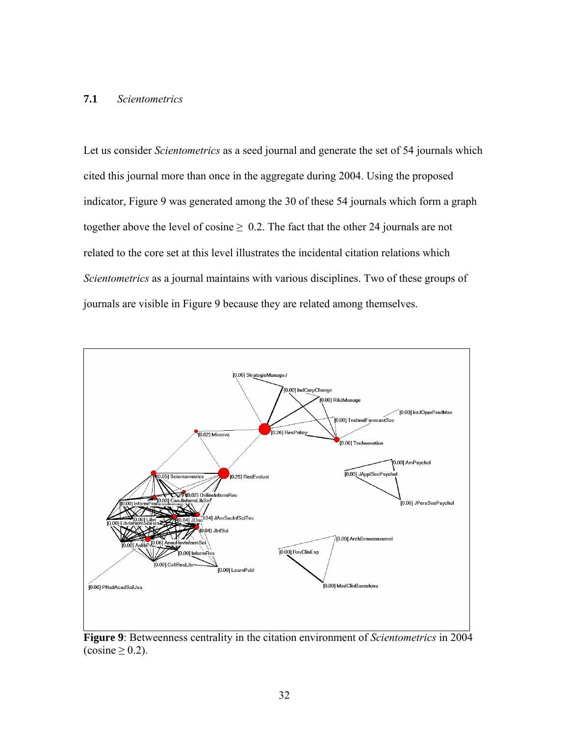### 7.1 *Scientometrics*

Let us consider *Scientometrics* as a seed journal and generate the set of 54 journals which cited this journal more than once in the aggregate during 2004. Using the proposed indicator, Figure 9 was generated among the 30 of these 54 journals which form a graph together above the level of cosine $\geq$ 0.2. The fact that the other 24 journals are not related to the core set at this level illustrates the incidental citation relations which *Scientometrics* as a journal maintains with various disciplines. Two of these groups of journals are visible in Figure 9 because they are related among themselves.

**Figure 9**: Betweenness centrality in the citation environment of *Scientometrics* in 2004 (cosine $\geq 0.2$).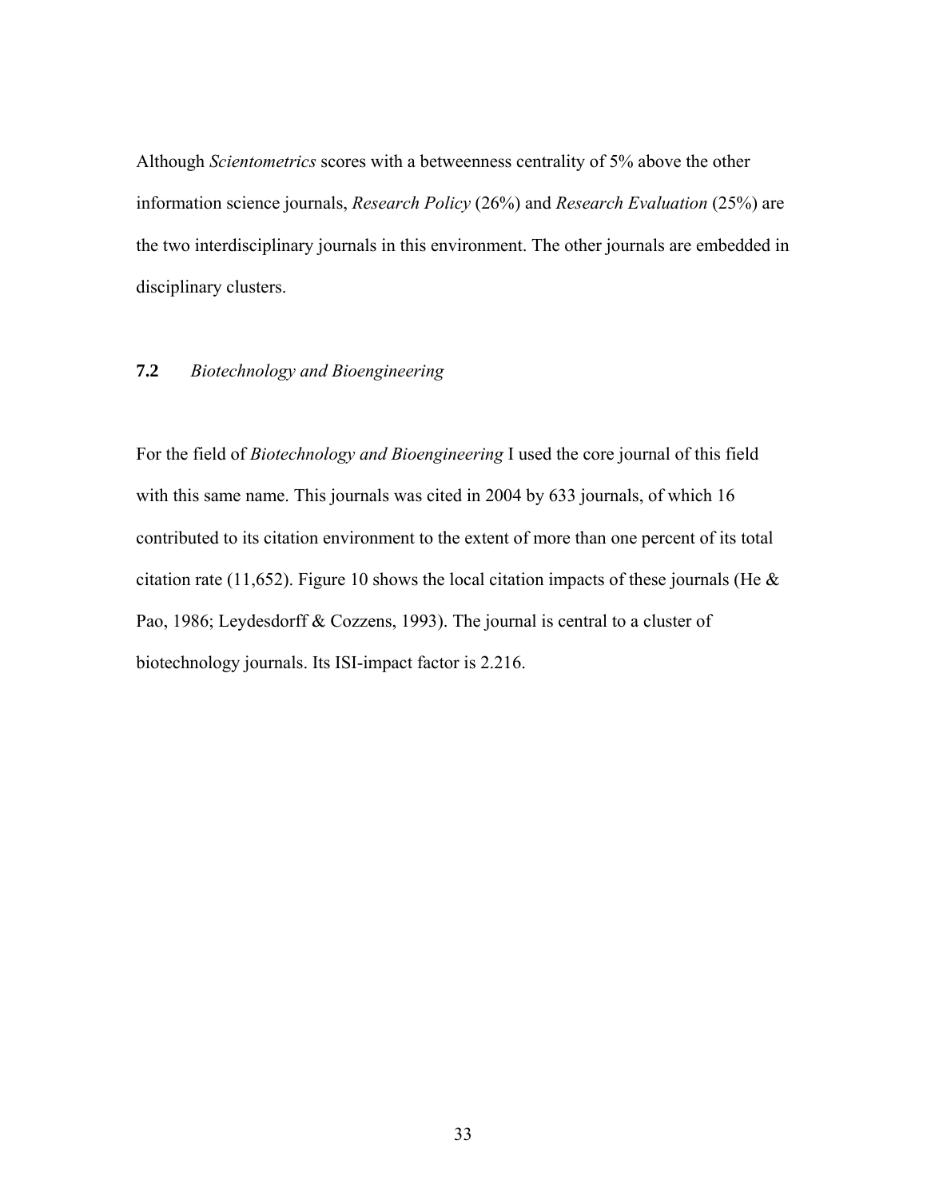Although *Scientometrics* scores with a betweenness centrality of 5% above the other information science journals, *Research Policy* (26%) and *Research Evaluation* (25%) are the two interdisciplinary journals in this environment. The other journals are embedded in disciplinary clusters.

### **7.2** *Biotechnology and Bioengineering*

For the field of *Biotechnology and Bioengineering* I used the core journal of this field with this same name. This journals was cited in 2004 by 633 journals, of which 16 contributed to its citation environment to the extent of more than one percent of its total citation rate (11,652). Figure 10 shows the local citation impacts of these journals (He & Pao, 1986; Leydesdorff & Cozzens, 1993). The journal is central to a cluster of biotechnology journals. Its ISI-impact factor is 2.216.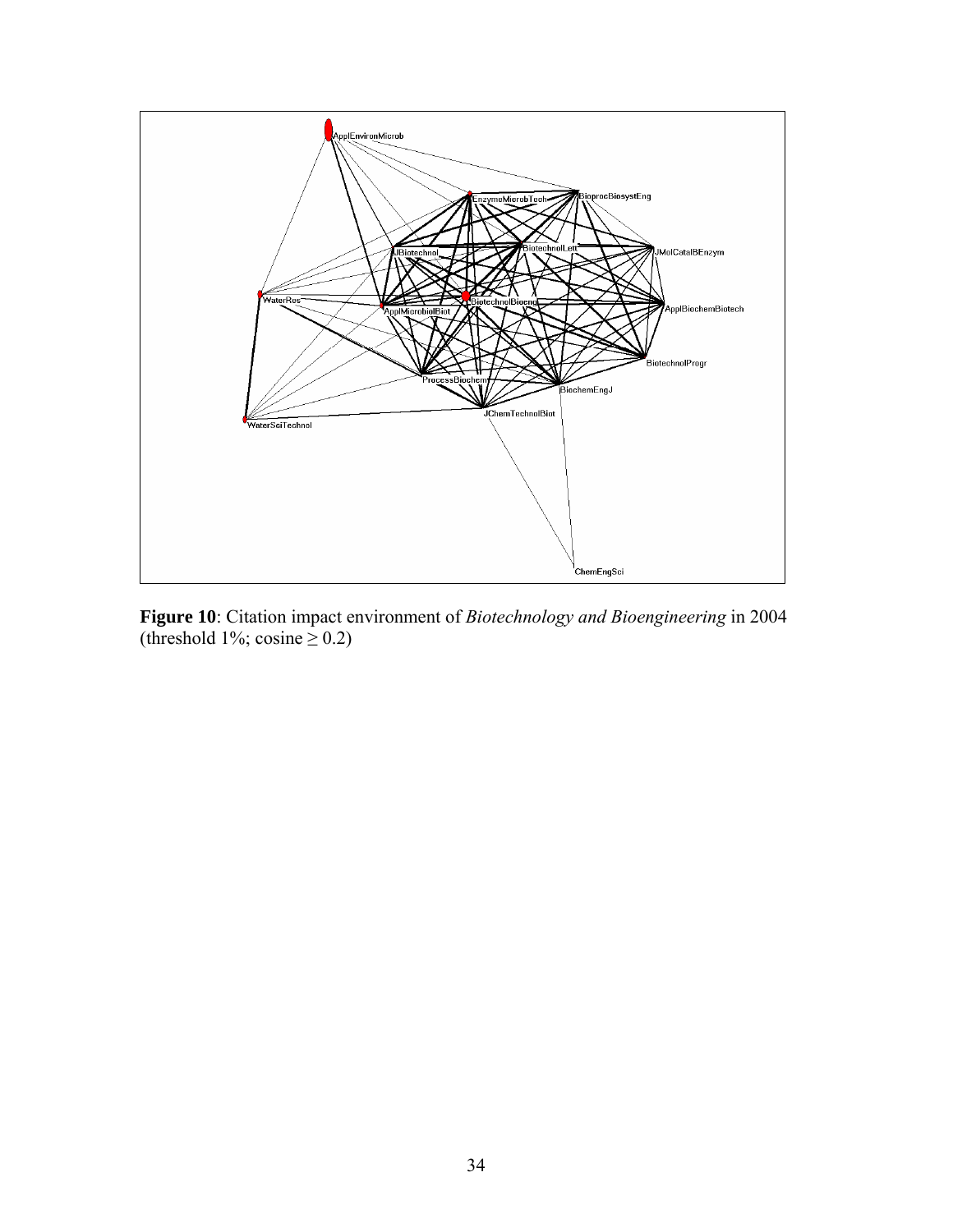**Figure 10**: Citation impact environment of *Biotechnology and Bioengineering* in 2004 (threshold 1%; cosine $\geq 0.2$)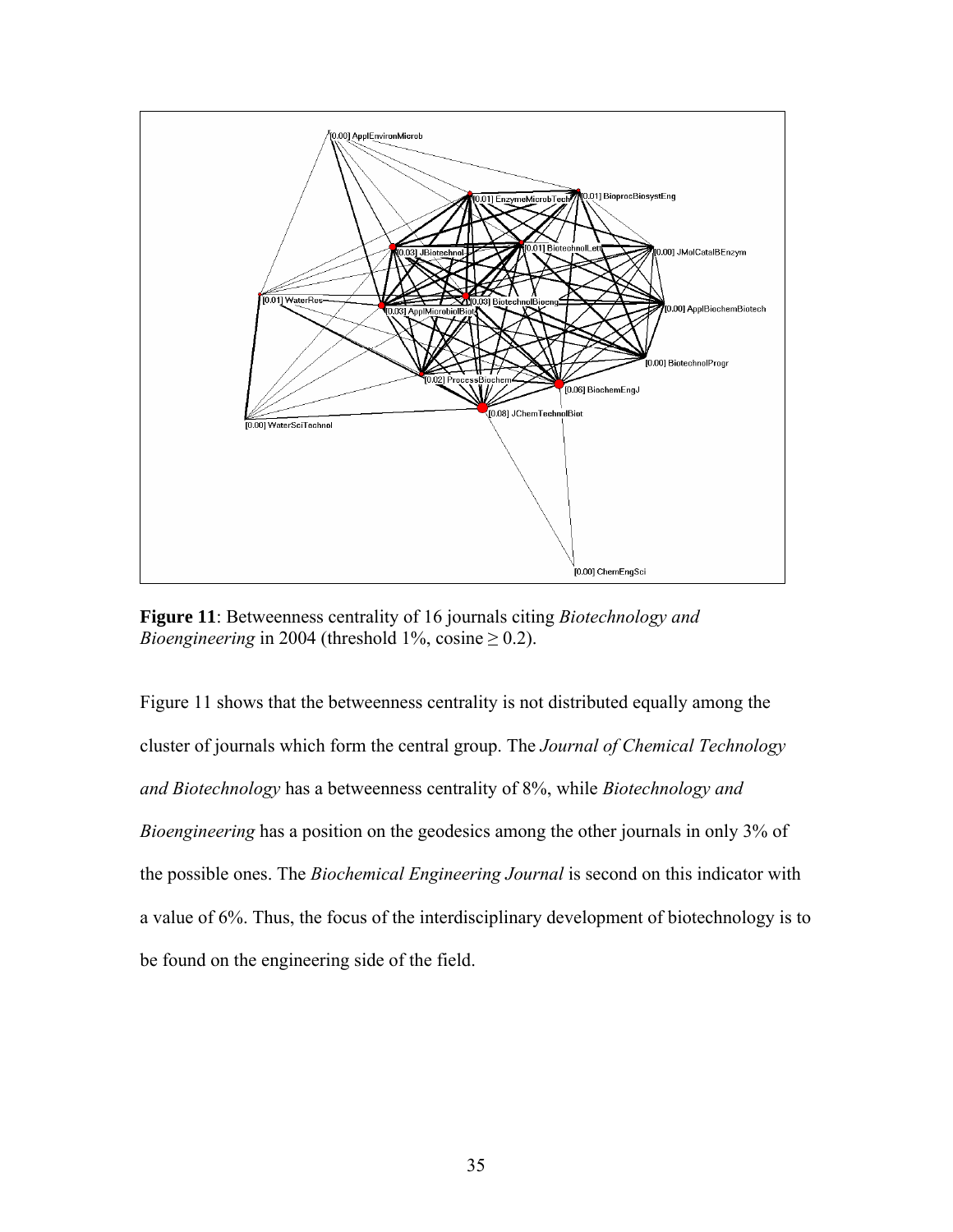**Figure 11**: Betweenness centrality of 16 journals citing *Biotechnology and Bioengineering* in 2004 (threshold 1%, cosine ≥ 0.2).

Figure 11 shows that the betweenness centrality is not distributed equally among the cluster of journals which form the central group. The *Journal of Chemical Technology and Biotechnology* has a betweenness centrality of 8%, while *Biotechnology and Bioengineering* has a position on the geodesics among the other journals in only 3% of the possible ones. The *Biochemical Engineering Journal* is second on this indicator with a value of 6%. Thus, the focus of the interdisciplinary development of biotechnology is to be found on the engineering side of the field.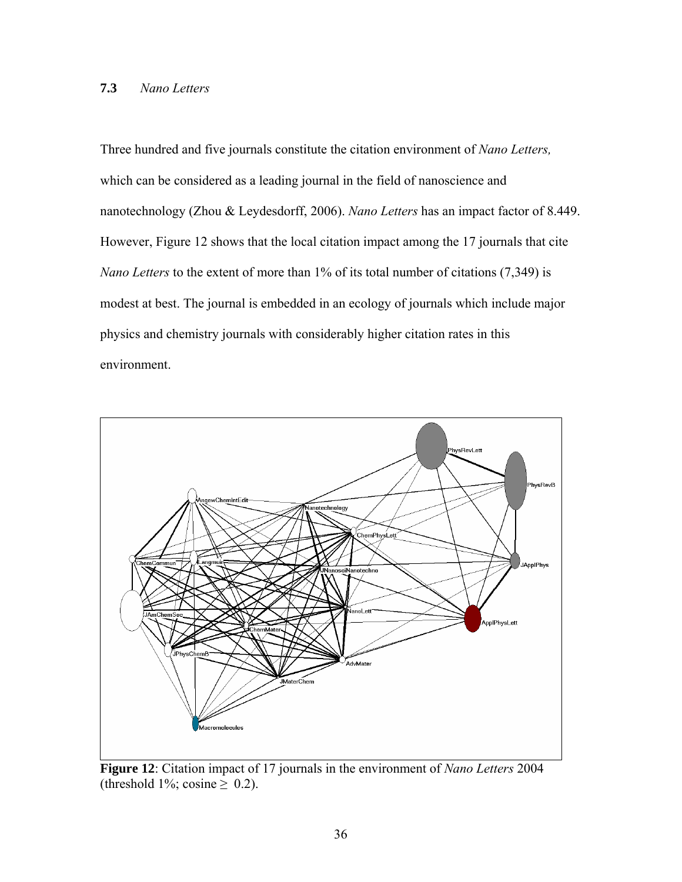### 7.3 *Nano Letters*

Three hundred and five journals constitute the citation environment of *Nano Letters,* which can be considered as a leading journal in the field of nanoscience and nanotechnology (Zhou & Leydesdorff, 2006). *Nano Letters* has an impact factor of 8.449. However, Figure 12 shows that the local citation impact among the 17 journals that cite *Nano Letters* to the extent of more than 1% of its total number of citations (7,349) is modest at best. The journal is embedded in an ecology of journals which include major physics and chemistry journals with considerably higher citation rates in this environment.

**Figure 12**: Citation impact of 17 journals in the environment of *Nano Letters* 2004 (threshold 1%; cosine ≥ 0.2).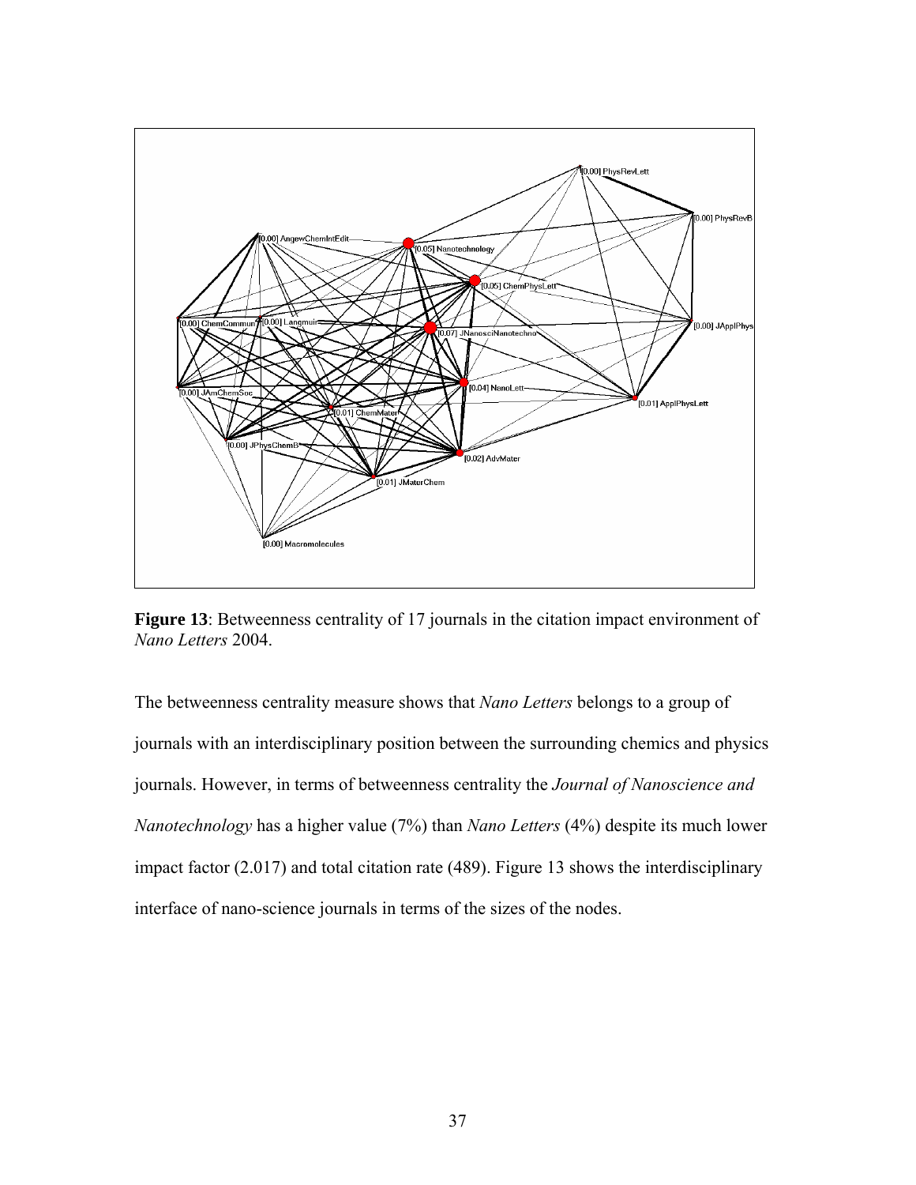**Figure 13**: Betweenness centrality of 17 journals in the citation impact environment of *Nano Letters* 2004.

The betweenness centrality measure shows that *Nano Letters* belongs to a group of journals with an interdisciplinary position between the surrounding chemics and physics journals. However, in terms of betweenness centrality the *Journal of Nanoscience and Nanotechnology* has a higher value (7%) than *Nano Letters* (4%) despite its much lower impact factor (2.017) and total citation rate (489). Figure 13 shows the interdisciplinary interface of nano-science journals in terms of the sizes of the nodes.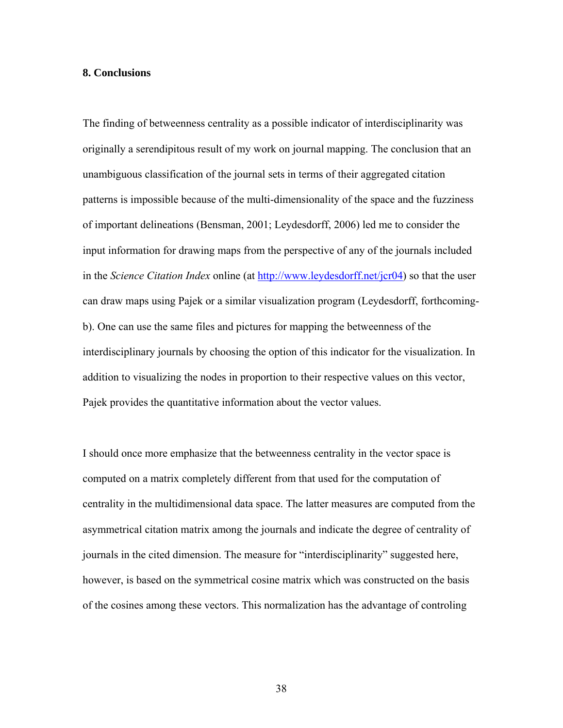## 8. Conclusions

The finding of betweenness centrality as a possible indicator of interdisciplinarity was originally a serendipitous result of my work on journal mapping. The conclusion that an unambiguous classification of the journal sets in terms of their aggregated citation patterns is impossible because of the multi-dimensionality of the space and the fuzziness of important delineations (Bensman, 2001; Leydesdorff, 2006) led me to consider the input information for drawing maps from the perspective of any of the journals included in the *Science Citation Index* online (at http://www.leydesdorff.net/jcr04) so that the user can draw maps using Pajek or a similar visualization program (Leydesdorff, forthcoming-b). One can use the same files and pictures for mapping the betweenness of the interdisciplinary journals by choosing the option of this indicator for the visualization. In addition to visualizing the nodes in proportion to their respective values on this vector, Pajek provides the quantitative information about the vector values.

I should once more emphasize that the betweenness centrality in the vector space is computed on a matrix completely different from that used for the computation of centrality in the multidimensional data space. The latter measures are computed from the asymmetrical citation matrix among the journals and indicate the degree of centrality of journals in the cited dimension. The measure for "interdisciplinarity" suggested here, however, is based on the symmetrical cosine matrix which was constructed on the basis of the cosines among these vectors. This normalization has the advantage of controling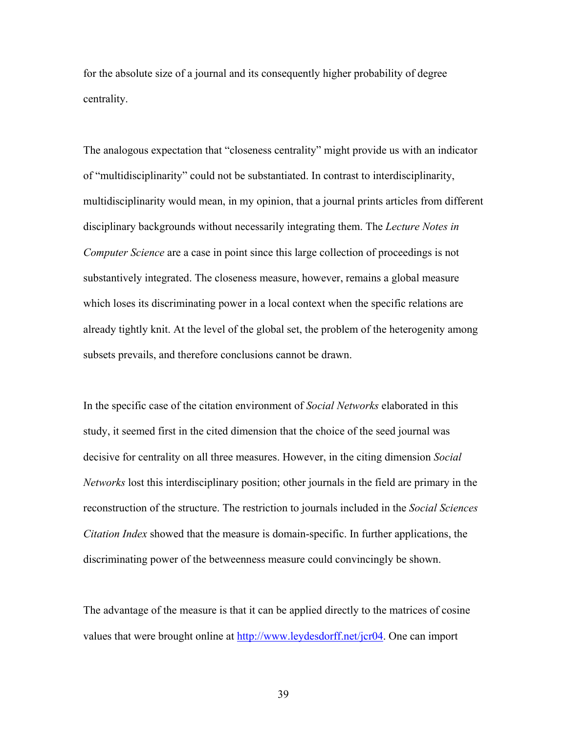for the absolute size of a journal and its consequently higher probability of degree centrality.

The analogous expectation that "closeness centrality" might provide us with an indicator of "multidisciplinarity" could not be substantiated. In contrast to interdisciplinarity, multidisciplinarity would mean, in my opinion, that a journal prints articles from different disciplinary backgrounds without necessarily integrating them. The *Lecture Notes in Computer Science* are a case in point since this large collection of proceedings is not substantively integrated. The closeness measure, however, remains a global measure which loses its discriminating power in a local context when the specific relations are already tightly knit. At the level of the global set, the problem of the heterogenity among subsets prevails, and therefore conclusions cannot be drawn.

In the specific case of the citation environment of *Social Networks* elaborated in this study, it seemed first in the cited dimension that the choice of the seed journal was decisive for centrality on all three measures. However, in the citing dimension *Social Networks* lost this interdisciplinary position; other journals in the field are primary in the reconstruction of the structure. The restriction to journals included in the *Social Sciences Citation Index* showed that the measure is domain-specific. In further applications, the discriminating power of the betweenness measure could convincingly be shown.

The advantage of the measure is that it can be applied directly to the matrices of cosine values that were brought online at http://www.leydesdorff.net/jcr04. One can import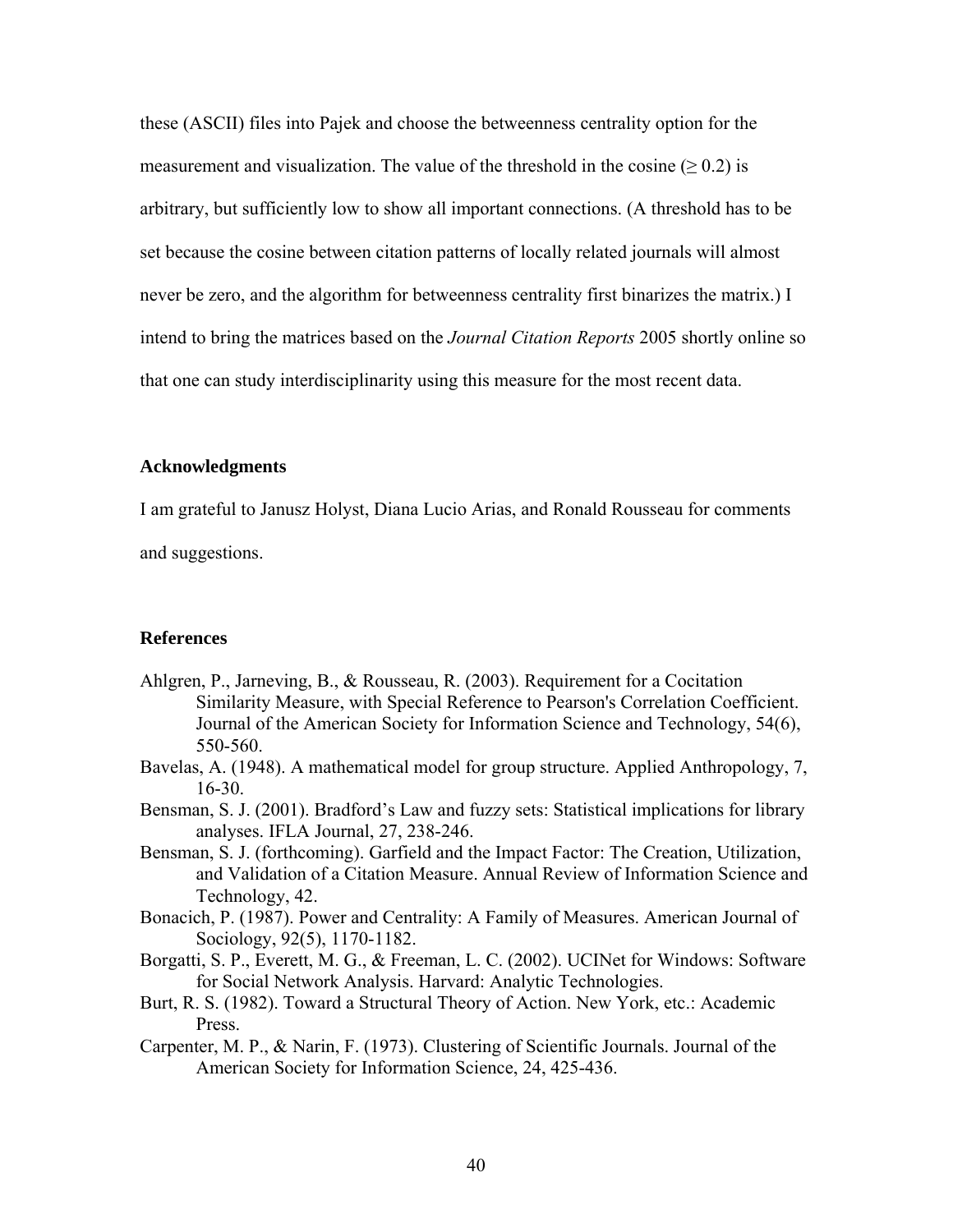these (ASCII) files into Pajek and choose the betweenness centrality option for the measurement and visualization. The value of the threshold in the cosine ($\geq 0.2$) is arbitrary, but sufficiently low to show all important connections. (A threshold has to be set because the cosine between citation patterns of locally related journals will almost never be zero, and the algorithm for betweenness centrality first binarizes the matrix.) I intend to bring the matrices based on the *Journal Citation Reports* 2005 shortly online so that one can study interdisciplinarity using this measure for the most recent data.

## Acknowledgments

I am grateful to Janusz Holyst, Diana Lucio Arias, and Ronald Rousseau for comments and suggestions.

## References

Ahlgren, P., Jarneving, B., & Rousseau, R. (2003). Requirement for a Cocitation Similarity Measure, with Special Reference to Pearson's Correlation Coefficient. Journal of the American Society for Information Science and Technology, 54(6), 550-560.

Bavelas, A. (1948). A mathematical model for group structure. Applied Anthropology, 7, 16-30.

Bensman, S. J. (2001). Bradford's Law and fuzzy sets: Statistical implications for library analyses. IFLA Journal, 27, 238-246.

Bensman, S. J. (forthcoming). Garfield and the Impact Factor: The Creation, Utilization, and Validation of a Citation Measure. Annual Review of Information Science and Technology, 42.

Bonacich, P. (1987). Power and Centrality: A Family of Measures. American Journal of Sociology, 92(5), 1170-1182.

Borgatti, S. P., Everett, M. G., & Freeman, L. C. (2002). UCINet for Windows: Software for Social Network Analysis. Harvard: Analytic Technologies.

Burt, R. S. (1982). Toward a Structural Theory of Action. New York, etc.: Academic Press.

Carpenter, M. P., & Narin, F. (1973). Clustering of Scientific Journals. Journal of the American Society for Information Science, 24, 425-436.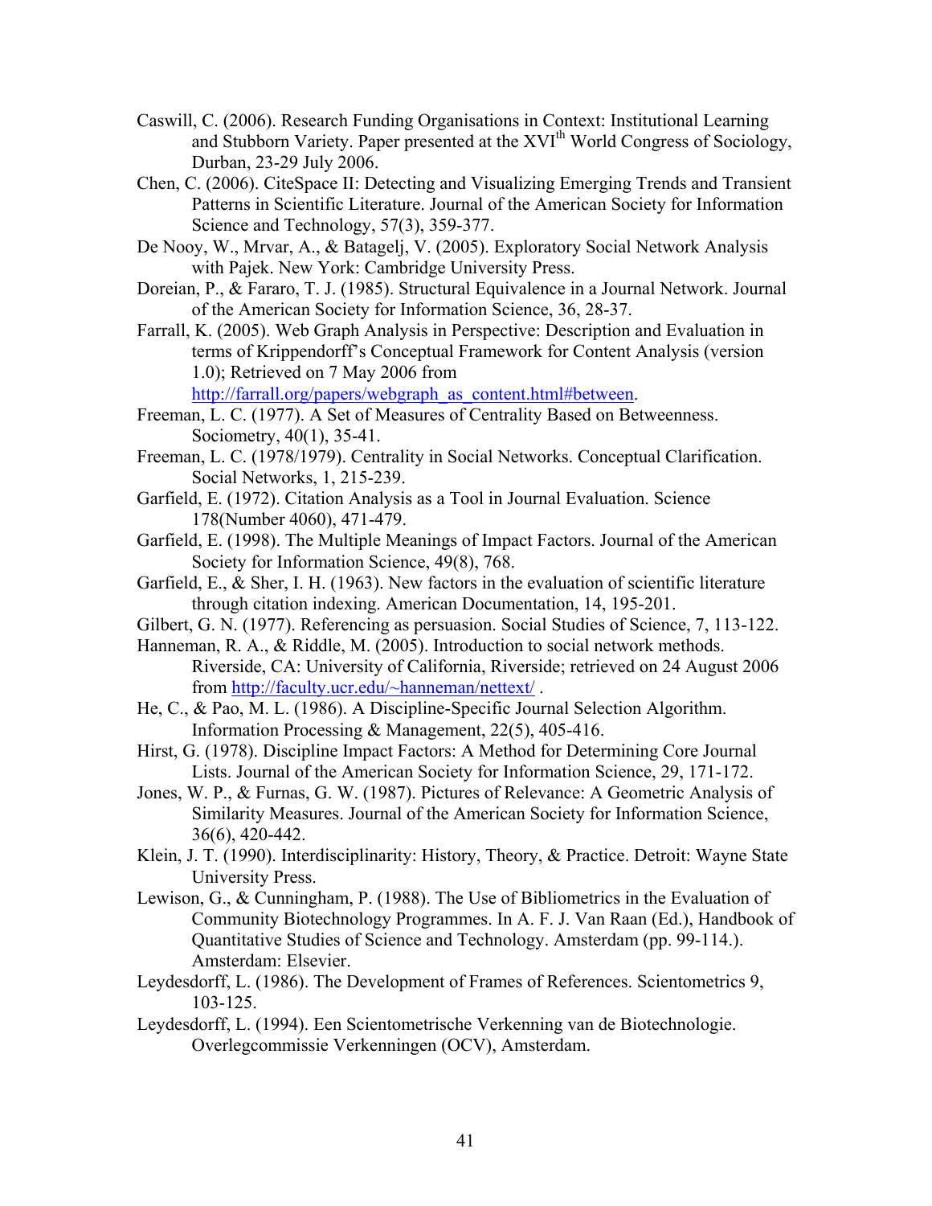Caswill, C. (2006). Research Funding Organisations in Context: Institutional Learning and Stubborn Variety. Paper presented at the XVI$^{th}$ World Congress of Sociology, Durban, 23-29 July 2006.

Chen, C. (2006). CiteSpace II: Detecting and Visualizing Emerging Trends and Transient Patterns in Scientific Literature. Journal of the American Society for Information Science and Technology, 57(3), 359-377.

De Nooy, W., Mrvar, A., & Batagelj, V. (2005). Exploratory Social Network Analysis with Pajek. New York: Cambridge University Press.

Doreian, P., & Fararo, T. J. (1985). Structural Equivalence in a Journal Network. Journal of the American Society for Information Science, 36, 28-37.

Farrall, K. (2005). Web Graph Analysis in Perspective: Description and Evaluation in terms of Krippendorff's Conceptual Framework for Content Analysis (version 1.0); Retrieved on 7 May 2006 from http://farrall.org/papers/webgraph_as_content.html#between.

Freeman, L. C. (1977). A Set of Measures of Centrality Based on Betweenness. Sociometry, 40(1), 35-41.

Freeman, L. C. (1978/1979). Centrality in Social Networks. Conceptual Clarification. Social Networks, 1, 215-239.

Garfield, E. (1972). Citation Analysis as a Tool in Journal Evaluation. Science 178(Number 4060), 471-479.

Garfield, E. (1998). The Multiple Meanings of Impact Factors. Journal of the American Society for Information Science, 49(8), 768.

Garfield, E., & Sher, I. H. (1963). New factors in the evaluation of scientific literature through citation indexing. American Documentation, 14, 195-201.

Gilbert, G. N. (1977). Referencing as persuasion. Social Studies of Science, 7, 113-122.

Hanneman, R. A., & Riddle, M. (2005). Introduction to social network methods. Riverside, CA: University of California, Riverside; retrieved on 24 August 2006 from http://faculty.ucr.edu/~hanneman/nettext/ .

He, C., & Pao, M. L. (1986). A Discipline-Specific Journal Selection Algorithm. Information Processing & Management, 22(5), 405-416.

Hirst, G. (1978). Discipline Impact Factors: A Method for Determining Core Journal Lists. Journal of the American Society for Information Science, 29, 171-172.

Jones, W. P., & Furnas, G. W. (1987). Pictures of Relevance: A Geometric Analysis of Similarity Measures. Journal of the American Society for Information Science, 36(6), 420-442.

Klein, J. T. (1990). Interdisciplinarity: History, Theory, & Practice. Detroit: Wayne State University Press.

Lewison, G., & Cunningham, P. (1988). The Use of Bibliometrics in the Evaluation of Community Biotechnology Programmes. In A. F. J. Van Raan (Ed.), Handbook of Quantitative Studies of Science and Technology. Amsterdam (pp. 99-114.). Amsterdam: Elsevier.

Leydesdorff, L. (1986). The Development of Frames of References. Scientometrics 9, 103-125.

Leydesdorff, L. (1994). Een Scientometrische Verkenning van de Biotechnologie. Overlegcommissie Verkenningen (OCV), Amsterdam.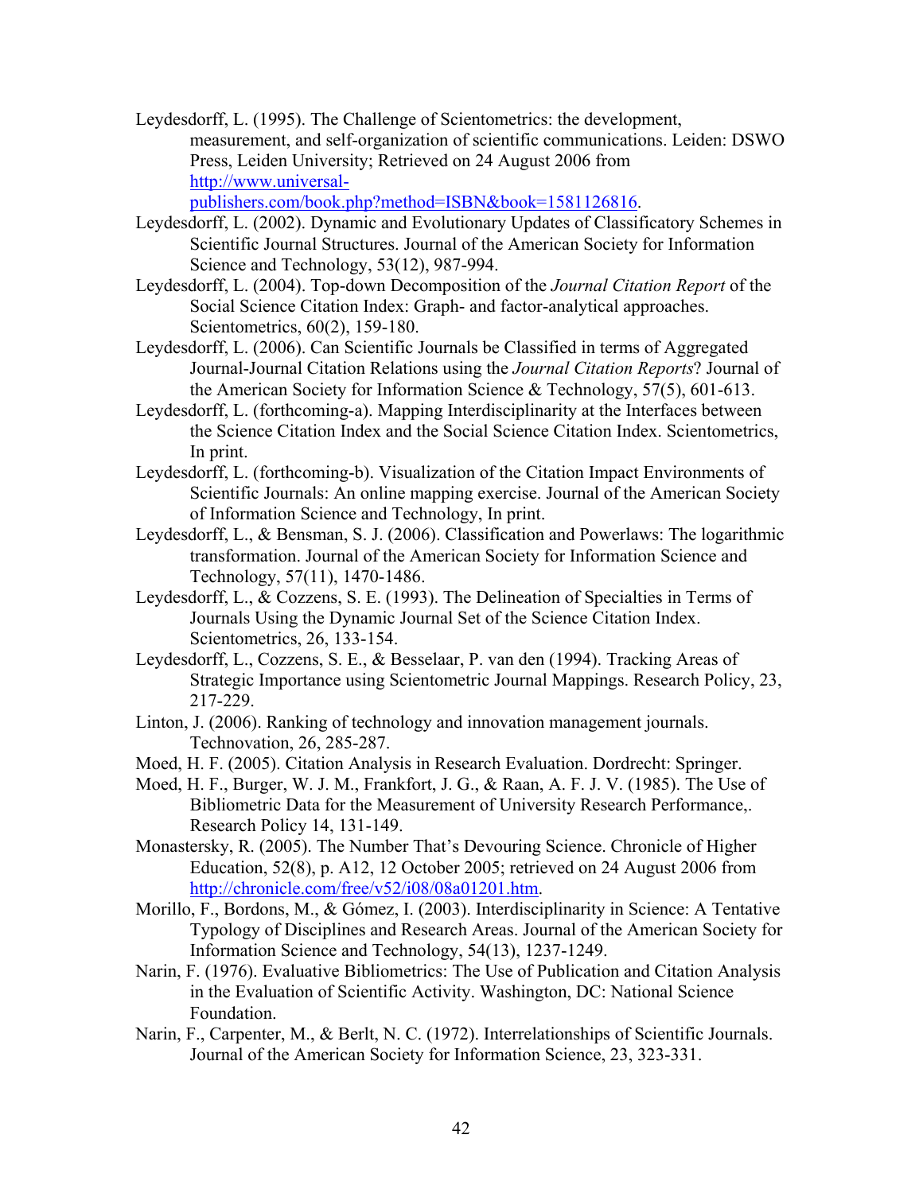Leydesdorff, L. (1995). The Challenge of Scientometrics: the development, measurement, and self-organization of scientific communications. Leiden: DSWO Press, Leiden University; Retrieved on 24 August 2006 from [http://www.universal-publishers.com/book.php?method=ISBN&book=1581126816](http://www.universal-publishers.com/book.php?method=ISBN&book=1581126816).

Leydesdorff, L. (2002). Dynamic and Evolutionary Updates of Classificatory Schemes in Scientific Journal Structures. Journal of the American Society for Information Science and Technology, 53(12), 987-994.

Leydesdorff, L. (2004). Top-down Decomposition of the *Journal Citation Report* of the Social Science Citation Index: Graph- and factor-analytical approaches. Scientometrics, 60(2), 159-180.

Leydesdorff, L. (2006). Can Scientific Journals be Classified in terms of Aggregated Journal-Journal Citation Relations using the *Journal Citation Reports*? Journal of the American Society for Information Science & Technology, 57(5), 601-613.

Leydesdorff, L. (forthcoming-a). Mapping Interdisciplinarity at the Interfaces between the Science Citation Index and the Social Science Citation Index. Scientometrics, In print.

Leydesdorff, L. (forthcoming-b). Visualization of the Citation Impact Environments of Scientific Journals: An online mapping exercise. Journal of the American Society of Information Science and Technology, In print.

Leydesdorff, L., & Bensman, S. J. (2006). Classification and Powerlaws: The logarithmic transformation. Journal of the American Society for Information Science and Technology, 57(11), 1470-1486.

Leydesdorff, L., & Cozzens, S. E. (1993). The Delineation of Specialties in Terms of Journals Using the Dynamic Journal Set of the Science Citation Index. Scientometrics, 26, 133-154.

Leydesdorff, L., Cozzens, S. E., & Besselaar, P. van den (1994). Tracking Areas of Strategic Importance using Scientometric Journal Mappings. Research Policy, 23, 217-229.

Linton, J. (2006). Ranking of technology and innovation management journals. Technovation, 26, 285-287.

Moed, H. F. (2005). Citation Analysis in Research Evaluation. Dordrecht: Springer.

Moed, H. F., Burger, W. J. M., Frankfort, J. G., & Raan, A. F. J. V. (1985). The Use of Bibliometric Data for the Measurement of University Research Performance,. Research Policy 14, 131-149.

Monastersky, R. (2005). The Number That's Devouring Science. Chronicle of Higher Education, 52(8), p. A12, 12 October 2005; retrieved on 24 August 2006 from [http://chronicle.com/free/v52/i08/08a01201.htm](http://chronicle.com/free/v52/i08/08a01201.htm).

Morillo, F., Bordons, M., & Gómez, I. (2003). Interdisciplinarity in Science: A Tentative Typology of Disciplines and Research Areas. Journal of the American Society for Information Science and Technology, 54(13), 1237-1249.

Narin, F. (1976). Evaluative Bibliometrics: The Use of Publication and Citation Analysis in the Evaluation of Scientific Activity. Washington, DC: National Science Foundation.

Narin, F., Carpenter, M., & Berlt, N. C. (1972). Interrelationships of Scientific Journals. Journal of the American Society for Information Science, 23, 323-331.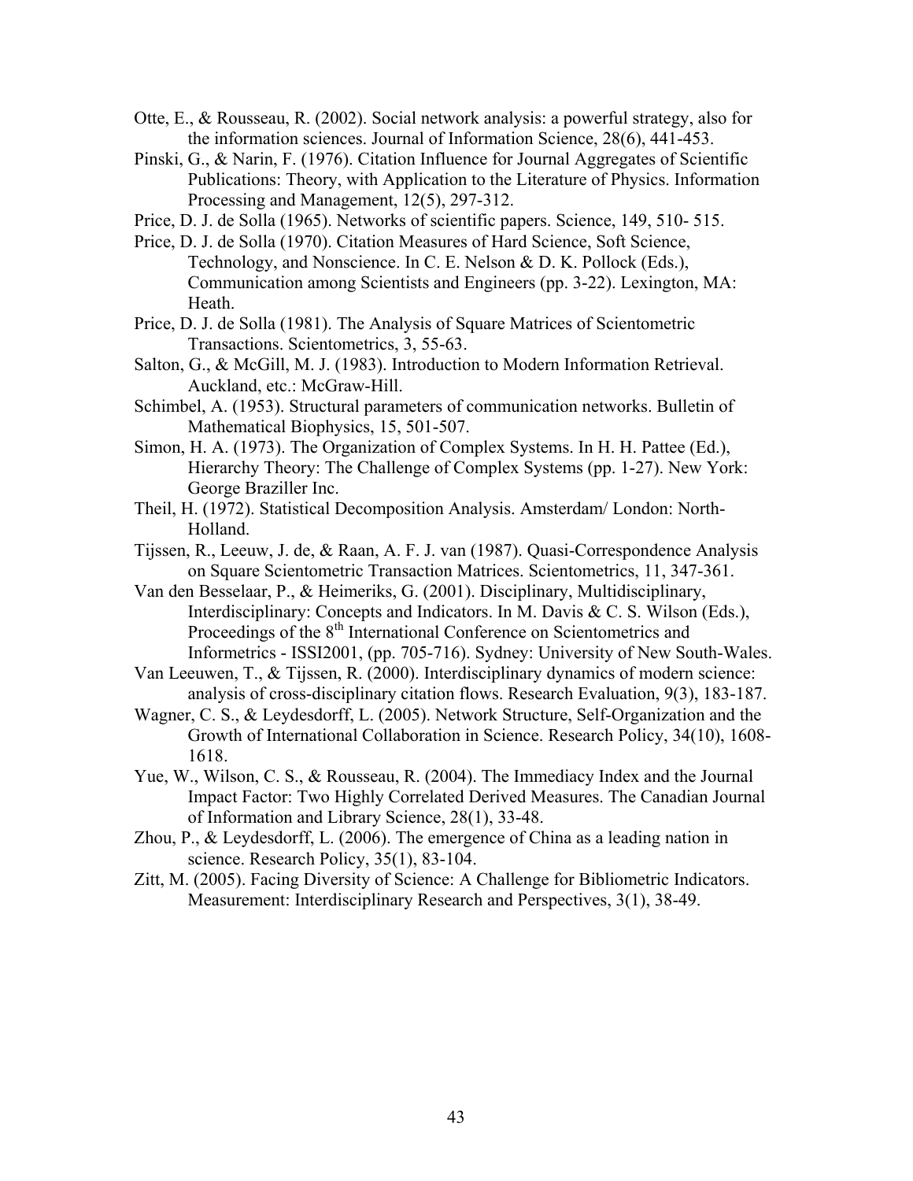Otte, E., & Rousseau, R. (2002). Social network analysis: a powerful strategy, also for the information sciences. Journal of Information Science, 28(6), 441-453.

Pinski, G., & Narin, F. (1976). Citation Influence for Journal Aggregates of Scientific Publications: Theory, with Application to the Literature of Physics. Information Processing and Management, 12(5), 297-312.

Price, D. J. de Solla (1965). Networks of scientific papers. Science, 149, 510- 515.

Price, D. J. de Solla (1970). Citation Measures of Hard Science, Soft Science, Technology, and Nonscience. In C. E. Nelson & D. K. Pollock (Eds.), Communication among Scientists and Engineers (pp. 3-22). Lexington, MA: Heath.

Price, D. J. de Solla (1981). The Analysis of Square Matrices of Scientometric Transactions. Scientometrics, 3, 55-63.

Salton, G., & McGill, M. J. (1983). Introduction to Modern Information Retrieval. Auckland, etc.: McGraw-Hill.

Schimbel, A. (1953). Structural parameters of communication networks. Bulletin of Mathematical Biophysics, 15, 501-507.

Simon, H. A. (1973). The Organization of Complex Systems. In H. H. Pattee (Ed.), Hierarchy Theory: The Challenge of Complex Systems (pp. 1-27). New York: George Braziller Inc.

Theil, H. (1972). Statistical Decomposition Analysis. Amsterdam/ London: North-Holland.

Tijssen, R., Leeuw, J. de, & Raan, A. F. J. van (1987). Quasi-Correspondence Analysis on Square Scientometric Transaction Matrices. Scientometrics, 11, 347-361.

Van den Besselaar, P., & Heimeriks, G. (2001). Disciplinary, Multidisciplinary, Interdisciplinary: Concepts and Indicators. In M. Davis & C. S. Wilson (Eds.), Proceedings of the 8th International Conference on Scientometrics and Informetrics - ISSI2001, (pp. 705-716). Sydney: University of New South-Wales.

Van Leeuwen, T., & Tijssen, R. (2000). Interdisciplinary dynamics of modern science: analysis of cross-disciplinary citation flows. Research Evaluation, 9(3), 183-187.

Wagner, C. S., & Leydesdorff, L. (2005). Network Structure, Self-Organization and the Growth of International Collaboration in Science. Research Policy, 34(10), 1608-1618.

Yue, W., Wilson, C. S., & Rousseau, R. (2004). The Immediacy Index and the Journal Impact Factor: Two Highly Correlated Derived Measures. The Canadian Journal of Information and Library Science, 28(1), 33-48.

Zhou, P., & Leydesdorff, L. (2006). The emergence of China as a leading nation in science. Research Policy, 35(1), 83-104.

Zitt, M. (2005). Facing Diversity of Science: A Challenge for Bibliometric Indicators. Measurement: Interdisciplinary Research and Perspectives, 3(1), 38-49.